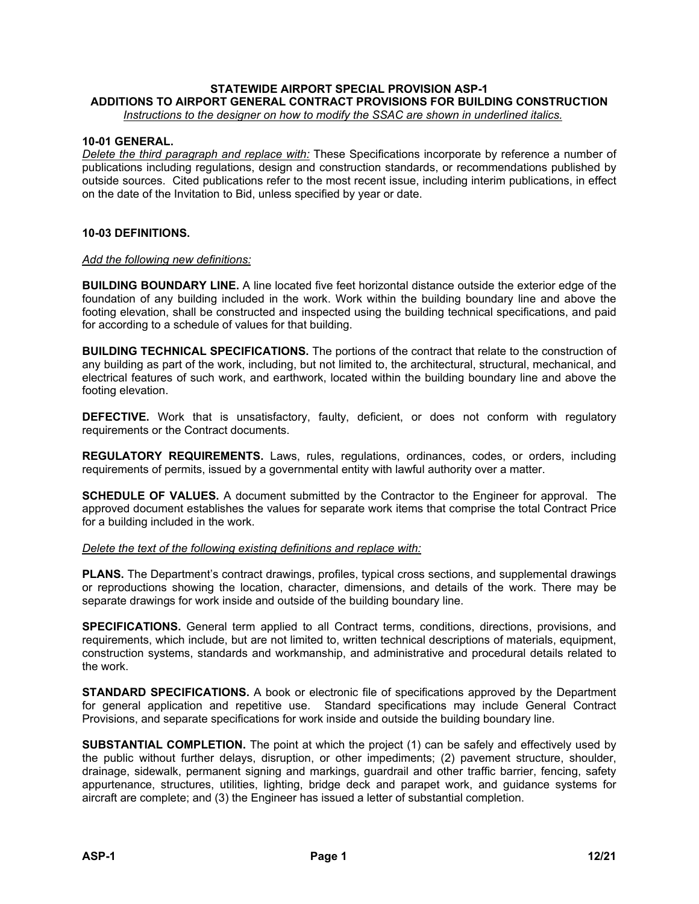# STATEWIDE AIRPORT SPECIAL PROVISION ASP-1
## ADDITIONS TO AIRPORT GENERAL CONTRACT PROVISIONS FOR BUILDING CONSTRUCTION

*Instructions to the designer on how to modify the SSAC are shown in underlined italics.*

### 10-01 GENERAL.

*Delete the third paragraph and replace with:* These Specifications incorporate by reference a number of publications including regulations, design and construction standards, or recommendations published by outside sources. Cited publications refer to the most recent issue, including interim publications, in effect on the date of the Invitation to Bid, unless specified by year or date.

### 10-03 DEFINITIONS.

*Add the following new definitions:*

**BUILDING BOUNDARY LINE.** A line located five feet horizontal distance outside the exterior edge of the foundation of any building included in the work. Work within the building boundary line and above the footing elevation, shall be constructed and inspected using the building technical specifications, and paid for according to a schedule of values for that building.

**BUILDING TECHNICAL SPECIFICATIONS.** The portions of the contract that relate to the construction of any building as part of the work, including, but not limited to, the architectural, structural, mechanical, and electrical features of such work, and earthwork, located within the building boundary line and above the footing elevation.

**DEFECTIVE.** Work that is unsatisfactory, faulty, deficient, or does not conform with regulatory requirements or the Contract documents.

**REGULATORY REQUIREMENTS.** Laws, rules, regulations, ordinances, codes, or orders, including requirements of permits, issued by a governmental entity with lawful authority over a matter.

**SCHEDULE OF VALUES.** A document submitted by the Contractor to the Engineer for approval. The approved document establishes the values for separate work items that comprise the total Contract Price for a building included in the work.

*Delete the text of the following existing definitions and replace with:*

**PLANS.** The Department's contract drawings, profiles, typical cross sections, and supplemental drawings or reproductions showing the location, character, dimensions, and details of the work. There may be separate drawings for work inside and outside of the building boundary line.

**SPECIFICATIONS.** General term applied to all Contract terms, conditions, directions, provisions, and requirements, which include, but are not limited to, written technical descriptions of materials, equipment, construction systems, standards and workmanship, and administrative and procedural details related to the work.

**STANDARD SPECIFICATIONS.** A book or electronic file of specifications approved by the Department for general application and repetitive use. Standard specifications may include General Contract Provisions, and separate specifications for work inside and outside the building boundary line.

**SUBSTANTIAL COMPLETION.** The point at which the project (1) can be safely and effectively used by the public without further delays, disruption, or other impediments; (2) pavement structure, shoulder, drainage, sidewalk, permanent signing and markings, guardrail and other traffic barrier, fencing, safety appurtenance, structures, utilities, lighting, bridge deck and parapet work, and guidance systems for aircraft are complete; and (3) the Engineer has issued a letter of substantial completion.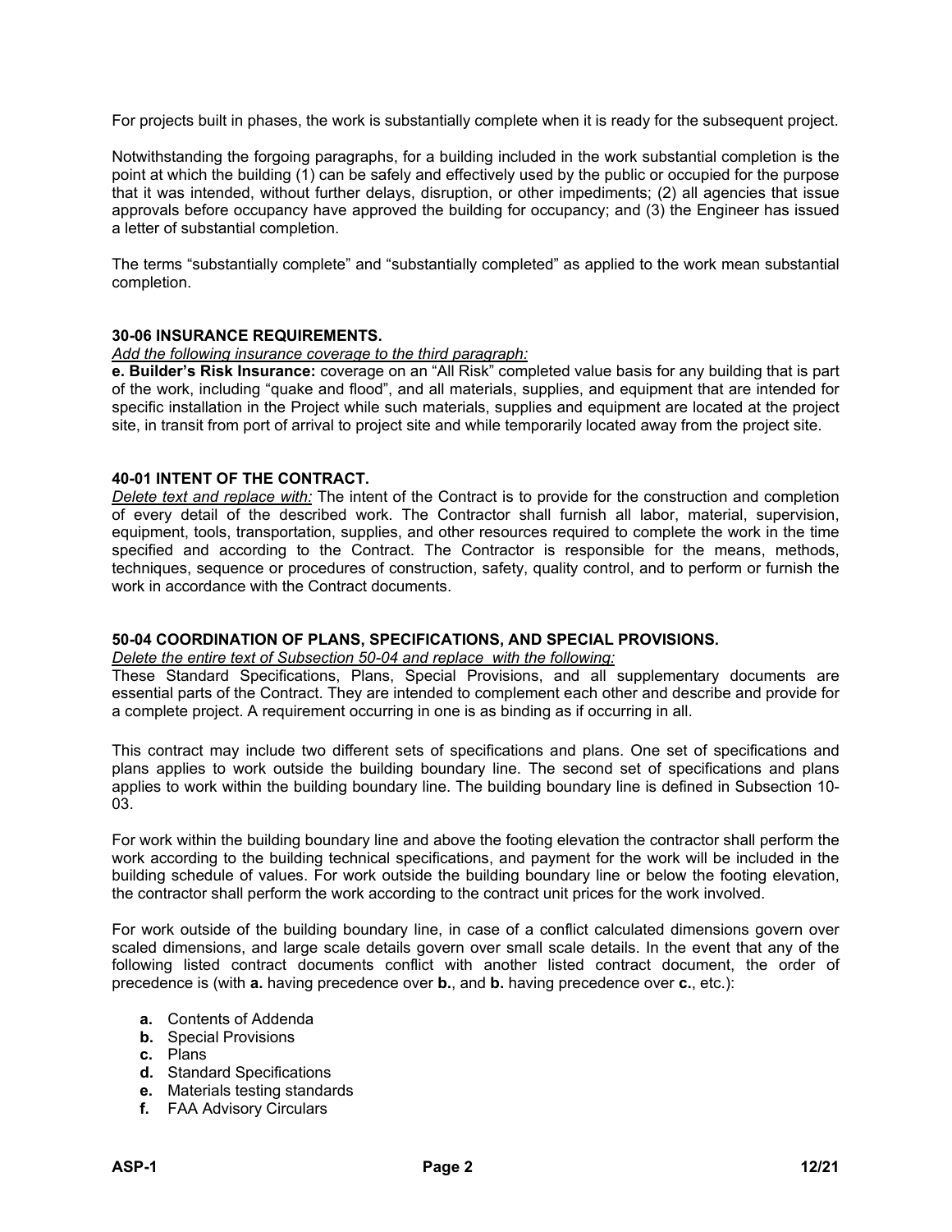For projects built in phases, the work is substantially complete when it is ready for the subsequent project.

Notwithstanding the forgoing paragraphs, for a building included in the work substantial completion is the point at which the building (1) can be safely and effectively used by the public or occupied for the purpose that it was intended, without further delays, disruption, or other impediments; (2) all agencies that issue approvals before occupancy have approved the building for occupancy; and (3) the Engineer has issued a letter of substantial completion.

The terms “substantially complete” and “substantially completed” as applied to the work mean substantial completion.

**30-06 INSURANCE REQUIREMENTS.**

*Add the following insurance coverage to the third paragraph:*

**e. Builder’s Risk Insurance:** coverage on an “All Risk” completed value basis for any building that is part of the work, including “quake and flood”, and all materials, supplies, and equipment that are intended for specific installation in the Project while such materials, supplies and equipment are located at the project site, in transit from port of arrival to project site and while temporarily located away from the project site.

**40-01 INTENT OF THE CONTRACT.**

*Delete text and replace with:* The intent of the Contract is to provide for the construction and completion of every detail of the described work. The Contractor shall furnish all labor, material, supervision, equipment, tools, transportation, supplies, and other resources required to complete the work in the time specified and according to the Contract. The Contractor is responsible for the means, methods, techniques, sequence or procedures of construction, safety, quality control, and to perform or furnish the work in accordance with the Contract documents.

**50-04 COORDINATION OF PLANS, SPECIFICATIONS, AND SPECIAL PROVISIONS.**

*Delete the entire text of Subsection 50-04 and replace with the following:*

These Standard Specifications, Plans, Special Provisions, and all supplementary documents are essential parts of the Contract. They are intended to complement each other and describe and provide for a complete project. A requirement occurring in one is as binding as if occurring in all.

This contract may include two different sets of specifications and plans. One set of specifications and plans applies to work outside the building boundary line. The second set of specifications and plans applies to work within the building boundary line. The building boundary line is defined in Subsection 10-03.

For work within the building boundary line and above the footing elevation the contractor shall perform the work according to the building technical specifications, and payment for the work will be included in the building schedule of values. For work outside the building boundary line or below the footing elevation, the contractor shall perform the work according to the contract unit prices for the work involved.

For work outside of the building boundary line, in case of a conflict calculated dimensions govern over scaled dimensions, and large scale details govern over small scale details. In the event that any of the following listed contract documents conflict with another listed contract document, the order of precedence is (with **a.** having precedence over **b.**, and **b.** having precedence over **c.**, etc.):

- **a.** Contents of Addenda
- **b.** Special Provisions
- **c.** Plans
- **d.** Standard Specifications
- **e.** Materials testing standards
- **f.** FAA Advisory Circulars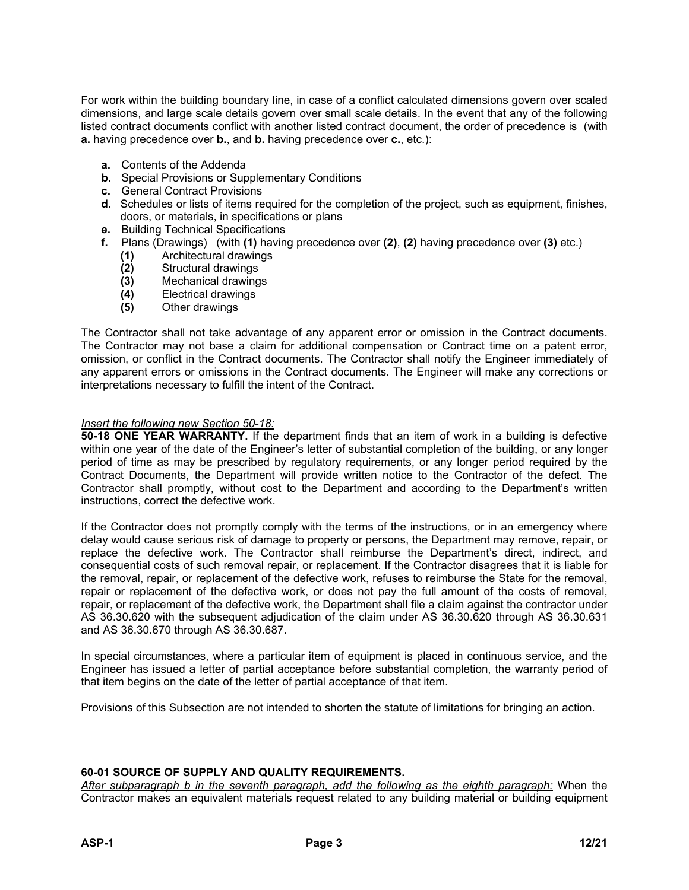For work within the building boundary line, in case of a conflict calculated dimensions govern over scaled dimensions, and large scale details govern over small scale details. In the event that any of the following listed contract documents conflict with another listed contract document, the order of precedence is (with **a.** having precedence over **b.**, and **b.** having precedence over **c.**, etc.):

- **a.** Contents of the Addenda
- **b.** Special Provisions or Supplementary Conditions
- **c.** General Contract Provisions
- **d.** Schedules or lists of items required for the completion of the project, such as equipment, finishes, doors, or materials, in specifications or plans
- **e.** Building Technical Specifications
- **f.** Plans (Drawings) (with **(1)** having precedence over **(2)**, **(2)** having precedence over **(3)** etc.)
  - **(1)** Architectural drawings
  - **(2)** Structural drawings
  - **(3)** Mechanical drawings
  - **(4)** Electrical drawings
  - **(5)** Other drawings

The Contractor shall not take advantage of any apparent error or omission in the Contract documents. The Contractor may not base a claim for additional compensation or Contract time on a patent error, omission, or conflict in the Contract documents. The Contractor shall notify the Engineer immediately of any apparent errors or omissions in the Contract documents. The Engineer will make any corrections or interpretations necessary to fulfill the intent of the Contract.

*Insert the following new Section 50-18:*

**50-18 ONE YEAR WARRANTY.** If the department finds that an item of work in a building is defective within one year of the date of the Engineer's letter of substantial completion of the building, or any longer period of time as may be prescribed by regulatory requirements, or any longer period required by the Contract Documents, the Department will provide written notice to the Contractor of the defect. The Contractor shall promptly, without cost to the Department and according to the Department's written instructions, correct the defective work.

If the Contractor does not promptly comply with the terms of the instructions, or in an emergency where delay would cause serious risk of damage to property or persons, the Department may remove, repair, or replace the defective work. The Contractor shall reimburse the Department's direct, indirect, and consequential costs of such removal repair, or replacement. If the Contractor disagrees that it is liable for the removal, repair, or replacement of the defective work, refuses to reimburse the State for the removal, repair or replacement of the defective work, or does not pay the full amount of the costs of removal, repair, or replacement of the defective work, the Department shall file a claim against the contractor under AS 36.30.620 with the subsequent adjudication of the claim under AS 36.30.620 through AS 36.30.631 and AS 36.30.670 through AS 36.30.687.

In special circumstances, where a particular item of equipment is placed in continuous service, and the Engineer has issued a letter of partial acceptance before substantial completion, the warranty period of that item begins on the date of the letter of partial acceptance of that item.

Provisions of this Subsection are not intended to shorten the statute of limitations for bringing an action.

**60-01 SOURCE OF SUPPLY AND QUALITY REQUIREMENTS.**

*After subparagraph b in the seventh paragraph, add the following as the eighth paragraph:* When the Contractor makes an equivalent materials request related to any building material or building equipment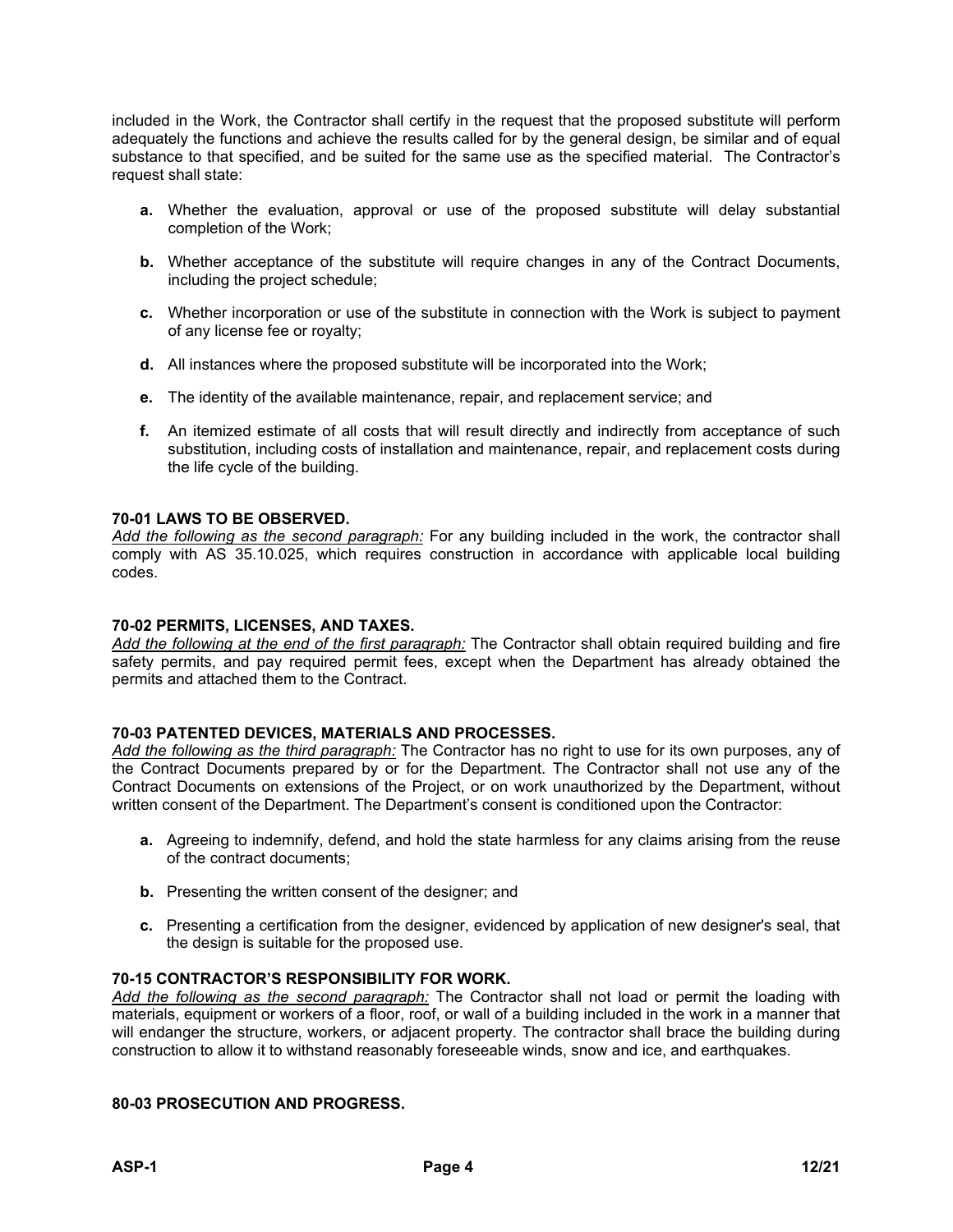included in the Work, the Contractor shall certify in the request that the proposed substitute will perform adequately the functions and achieve the results called for by the general design, be similar and of equal substance to that specified, and be suited for the same use as the specified material. The Contractor's request shall state:

- **a.** Whether the evaluation, approval or use of the proposed substitute will delay substantial completion of the Work;
- **b.** Whether acceptance of the substitute will require changes in any of the Contract Documents, including the project schedule;
- **c.** Whether incorporation or use of the substitute in connection with the Work is subject to payment of any license fee or royalty;
- **d.** All instances where the proposed substitute will be incorporated into the Work;
- **e.** The identity of the available maintenance, repair, and replacement service; and
- **f.** An itemized estimate of all costs that will result directly and indirectly from acceptance of such substitution, including costs of installation and maintenance, repair, and replacement costs during the life cycle of the building.

**70-01 LAWS TO BE OBSERVED.**
*Add the following as the second paragraph:* For any building included in the work, the contractor shall comply with AS 35.10.025, which requires construction in accordance with applicable local building codes.

**70-02 PERMITS, LICENSES, AND TAXES.**
*Add the following at the end of the first paragraph:* The Contractor shall obtain required building and fire safety permits, and pay required permit fees, except when the Department has already obtained the permits and attached them to the Contract.

**70-03 PATENTED DEVICES, MATERIALS AND PROCESSES.**
*Add the following as the third paragraph:* The Contractor has no right to use for its own purposes, any of the Contract Documents prepared by or for the Department. The Contractor shall not use any of the Contract Documents on extensions of the Project, or on work unauthorized by the Department, without written consent of the Department. The Department's consent is conditioned upon the Contractor:

- **a.** Agreeing to indemnify, defend, and hold the state harmless for any claims arising from the reuse of the contract documents;
- **b.** Presenting the written consent of the designer; and
- **c.** Presenting a certification from the designer, evidenced by application of new designer's seal, that the design is suitable for the proposed use.

**70-15 CONTRACTOR'S RESPONSIBILITY FOR WORK.**
*Add the following as the second paragraph:* The Contractor shall not load or permit the loading with materials, equipment or workers of a floor, roof, or wall of a building included in the work in a manner that will endanger the structure, workers, or adjacent property. The contractor shall brace the building during construction to allow it to withstand reasonably foreseeable winds, snow and ice, and earthquakes.

**80-03 PROSECUTION AND PROGRESS.**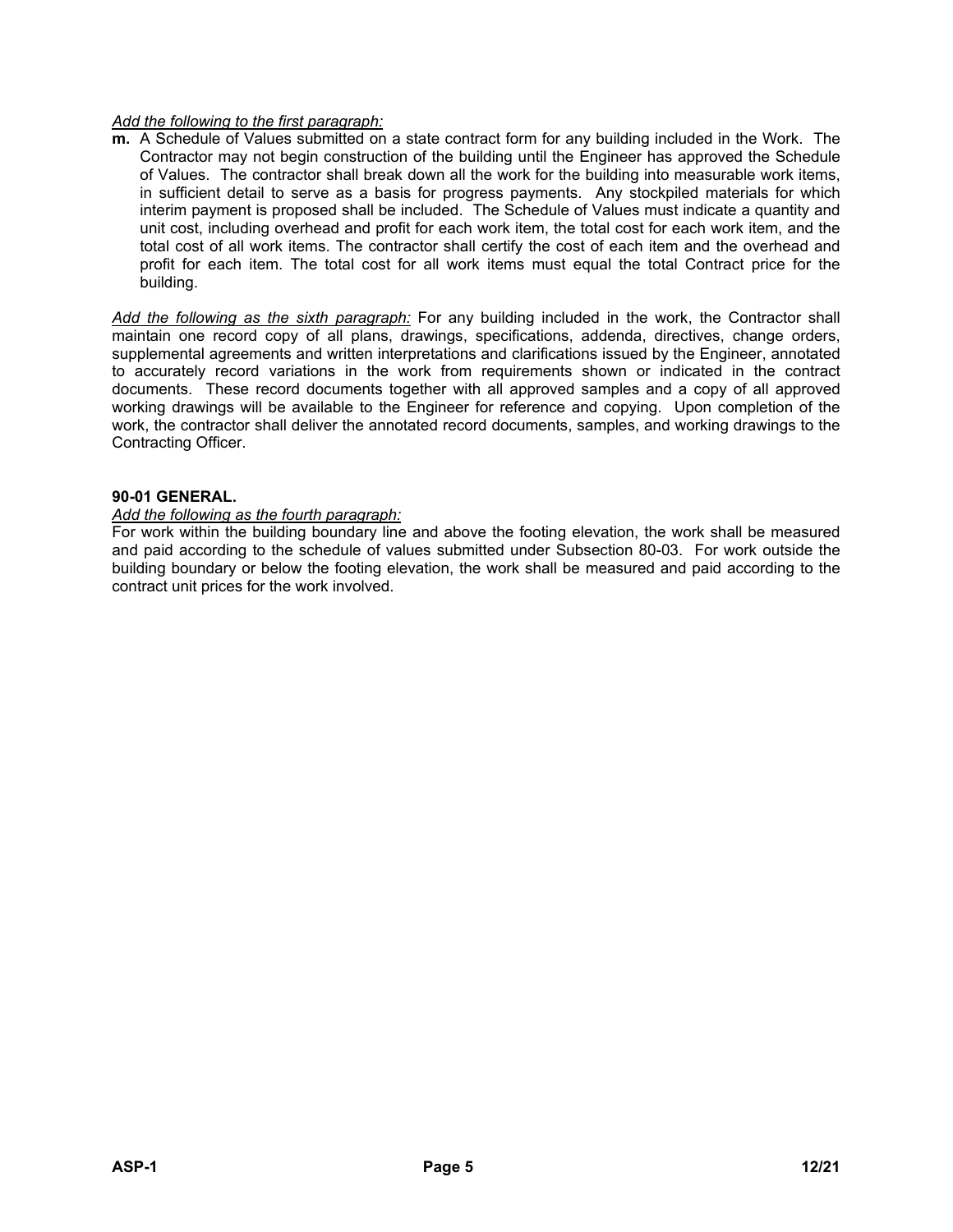*Add the following to the first paragraph:*

**m.** A Schedule of Values submitted on a state contract form for any building included in the Work. The Contractor may not begin construction of the building until the Engineer has approved the Schedule of Values. The contractor shall break down all the work for the building into measurable work items, in sufficient detail to serve as a basis for progress payments. Any stockpiled materials for which interim payment is proposed shall be included. The Schedule of Values must indicate a quantity and unit cost, including overhead and profit for each work item, the total cost for each work item, and the total cost of all work items. The contractor shall certify the cost of each item and the overhead and profit for each item. The total cost for all work items must equal the total Contract price for the building.

*Add the following as the sixth paragraph:* For any building included in the work, the Contractor shall maintain one record copy of all plans, drawings, specifications, addenda, directives, change orders, supplemental agreements and written interpretations and clarifications issued by the Engineer, annotated to accurately record variations in the work from requirements shown or indicated in the contract documents. These record documents together with all approved samples and a copy of all approved working drawings will be available to the Engineer for reference and copying. Upon completion of the work, the contractor shall deliver the annotated record documents, samples, and working drawings to the Contracting Officer.

**90-01 GENERAL.**

*Add the following as the fourth paragraph:*

For work within the building boundary line and above the footing elevation, the work shall be measured and paid according to the schedule of values submitted under Subsection 80-03. For work outside the building boundary or below the footing elevation, the work shall be measured and paid according to the contract unit prices for the work involved.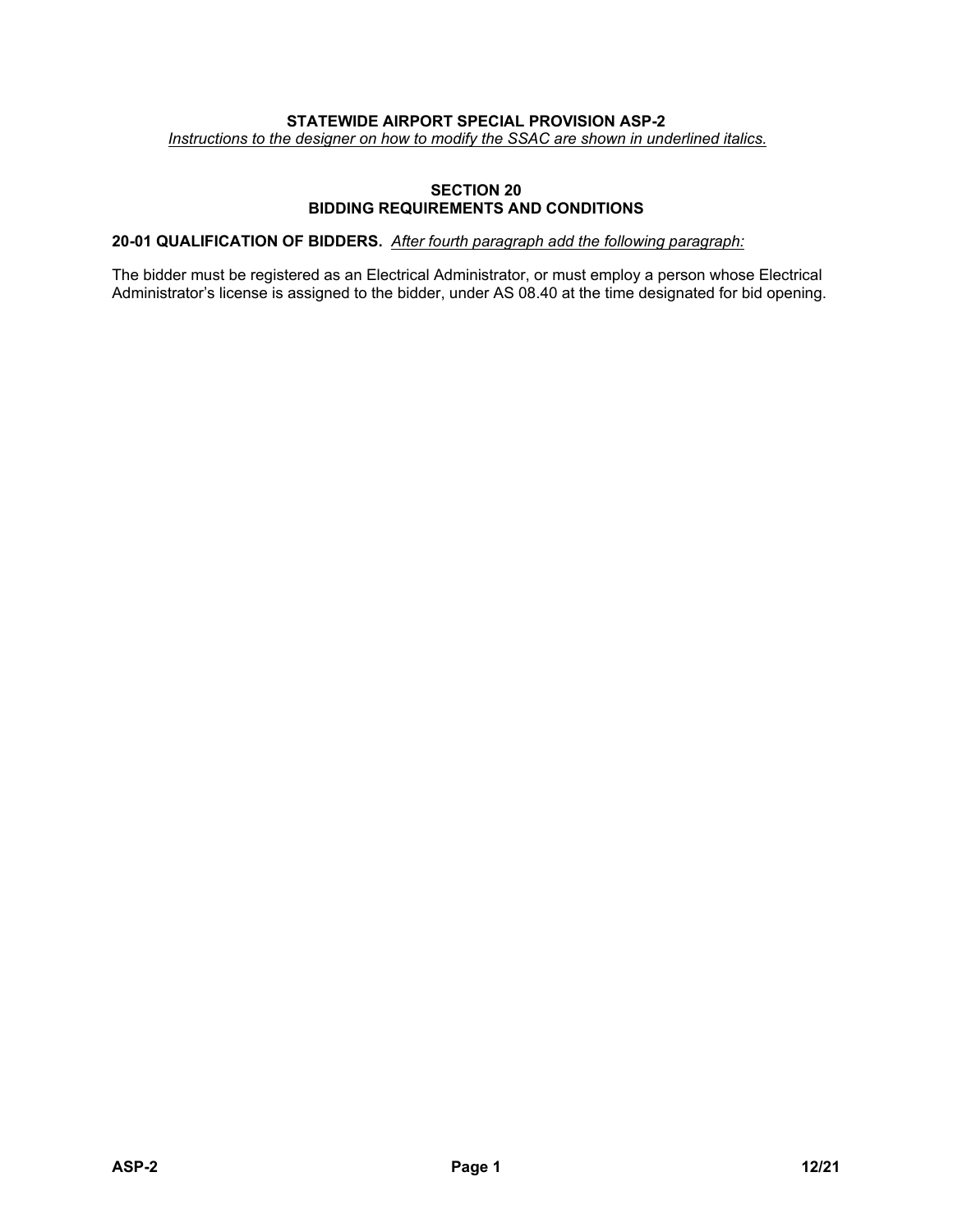**STATEWIDE AIRPORT SPECIAL PROVISION ASP-2**

*Instructions to the designer on how to modify the SSAC are shown in underlined italics.*

## SECTION 20
## BIDDING REQUIREMENTS AND CONDITIONS

**20-01 QUALIFICATION OF BIDDERS.** *After fourth paragraph add the following paragraph:*

The bidder must be registered as an Electrical Administrator, or must employ a person whose Electrical Administrator's license is assigned to the bidder, under AS 08.40 at the time designated for bid opening.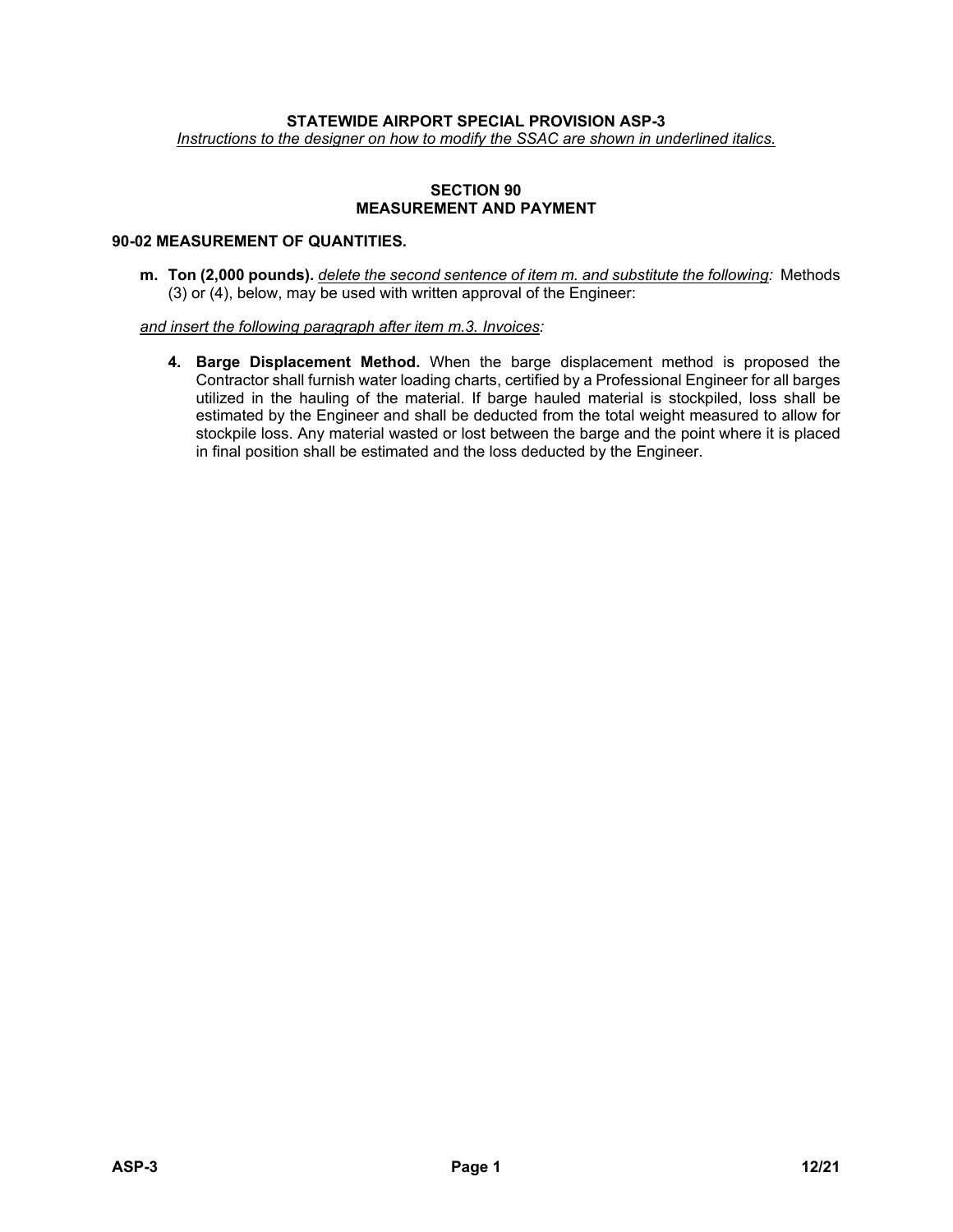**STATEWIDE AIRPORT SPECIAL PROVISION ASP-3**

*Instructions to the designer on how to modify the SSAC are shown in underlined italics.*

**SECTION 90**
**MEASUREMENT AND PAYMENT**

**90-02 MEASUREMENT OF QUANTITIES.**

**m. Ton (2,000 pounds).** *delete the second sentence of item m. and substitute the following:* Methods (3) or (4), below, may be used with written approval of the Engineer:

*and insert the following paragraph after item m.3. Invoices:*

**4. Barge Displacement Method.** When the barge displacement method is proposed the Contractor shall furnish water loading charts, certified by a Professional Engineer for all barges utilized in the hauling of the material. If barge hauled material is stockpiled, loss shall be estimated by the Engineer and shall be deducted from the total weight measured to allow for stockpile loss. Any material wasted or lost between the barge and the point where it is placed in final position shall be estimated and the loss deducted by the Engineer.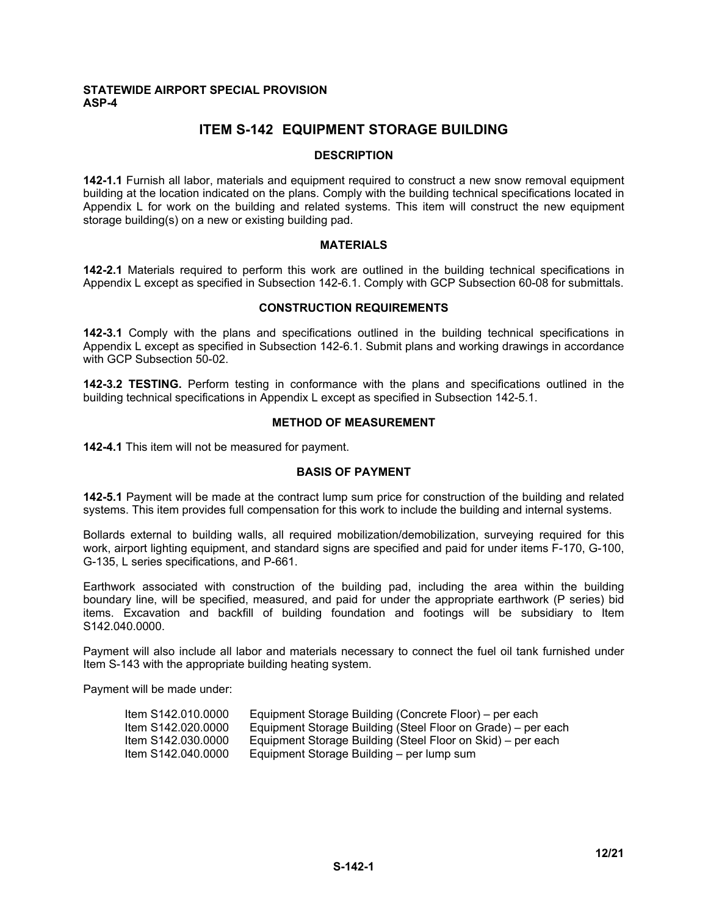**STATEWIDE AIRPORT SPECIAL PROVISION**
**ASP-4**

# ITEM S-142 EQUIPMENT STORAGE BUILDING

## DESCRIPTION

**142-1.1** Furnish all labor, materials and equipment required to construct a new snow removal equipment building at the location indicated on the plans. Comply with the building technical specifications located in Appendix L for work on the building and related systems. This item will construct the new equipment storage building(s) on a new or existing building pad.

## MATERIALS

**142-2.1** Materials required to perform this work are outlined in the building technical specifications in Appendix L except as specified in Subsection 142-6.1. Comply with GCP Subsection 60-08 for submittals.

## CONSTRUCTION REQUIREMENTS

**142-3.1** Comply with the plans and specifications outlined in the building technical specifications in Appendix L except as specified in Subsection 142-6.1. Submit plans and working drawings in accordance with GCP Subsection 50-02.

**142-3.2 TESTING.** Perform testing in conformance with the plans and specifications outlined in the building technical specifications in Appendix L except as specified in Subsection 142-5.1.

## METHOD OF MEASUREMENT

**142-4.1** This item will not be measured for payment.

## BASIS OF PAYMENT

**142-5.1** Payment will be made at the contract lump sum price for construction of the building and related systems. This item provides full compensation for this work to include the building and internal systems.

Bollards external to building walls, all required mobilization/demobilization, surveying required for this work, airport lighting equipment, and standard signs are specified and paid for under items F-170, G-100, G-135, L series specifications, and P-661.

Earthwork associated with construction of the building pad, including the area within the building boundary line, will be specified, measured, and paid for under the appropriate earthwork (P series) bid items. Excavation and backfill of building foundation and footings will be subsidiary to Item S142.040.0000.

Payment will also include all labor and materials necessary to connect the fuel oil tank furnished under Item S-143 with the appropriate building heating system.

Payment will be made under:

| | |
|---|---|
| Item S142.010.0000 | Equipment Storage Building (Concrete Floor) – per each |
| Item S142.020.0000 | Equipment Storage Building (Steel Floor on Grade) – per each |
| Item S142.030.0000 | Equipment Storage Building (Steel Floor on Skid) – per each |
| Item S142.040.0000 | Equipment Storage Building – per lump sum |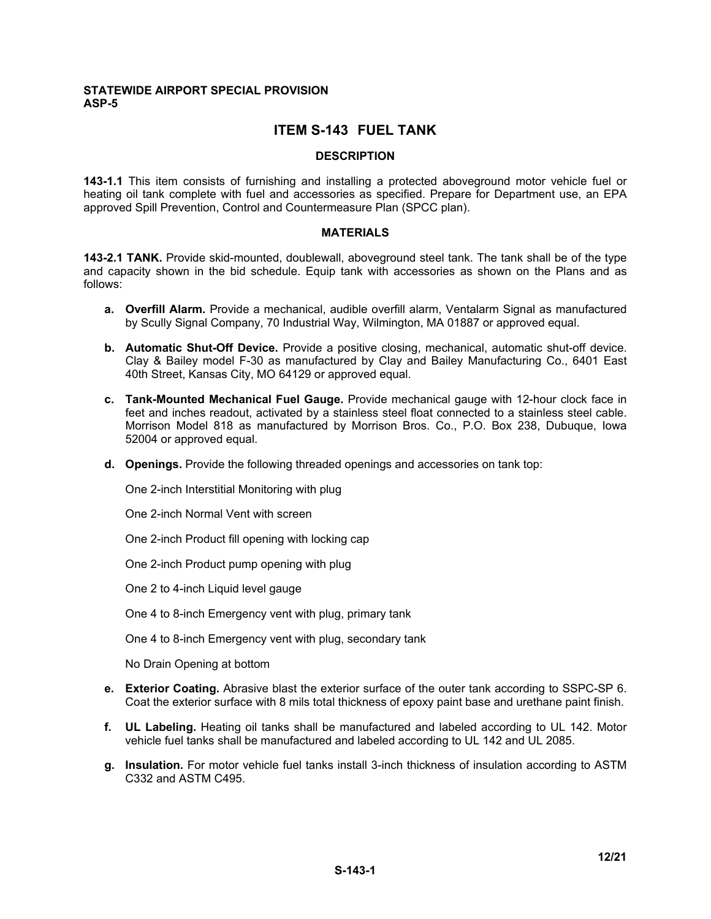**STATEWIDE AIRPORT SPECIAL PROVISION**
**ASP-5**

# ITEM S-143 FUEL TANK

## DESCRIPTION

**143-1.1** This item consists of furnishing and installing a protected aboveground motor vehicle fuel or heating oil tank complete with fuel and accessories as specified. Prepare for Department use, an EPA approved Spill Prevention, Control and Countermeasure Plan (SPCC plan).

## MATERIALS

**143-2.1 TANK.** Provide skid-mounted, doublewall, aboveground steel tank. The tank shall be of the type and capacity shown in the bid schedule. Equip tank with accessories as shown on the Plans and as follows:

- **a. Overfill Alarm.** Provide a mechanical, audible overfill alarm, Ventalarm Signal as manufactured by Scully Signal Company, 70 Industrial Way, Wilmington, MA 01887 or approved equal.

- **b. Automatic Shut-Off Device.** Provide a positive closing, mechanical, automatic shut-off device. Clay & Bailey model F-30 as manufactured by Clay and Bailey Manufacturing Co., 6401 East 40th Street, Kansas City, MO 64129 or approved equal.

- **c. Tank-Mounted Mechanical Fuel Gauge.** Provide mechanical gauge with 12-hour clock face in feet and inches readout, activated by a stainless steel float connected to a stainless steel cable. Morrison Model 818 as manufactured by Morrison Bros. Co., P.O. Box 238, Dubuque, Iowa 52004 or approved equal.

- **d. Openings.** Provide the following threaded openings and accessories on tank top:

  One 2-inch Interstitial Monitoring with plug

  One 2-inch Normal Vent with screen

  One 2-inch Product fill opening with locking cap

  One 2-inch Product pump opening with plug

  One 2 to 4-inch Liquid level gauge

  One 4 to 8-inch Emergency vent with plug, primary tank

  One 4 to 8-inch Emergency vent with plug, secondary tank

  No Drain Opening at bottom

- **e. Exterior Coating.** Abrasive blast the exterior surface of the outer tank according to SSPC-SP 6. Coat the exterior surface with 8 mils total thickness of epoxy paint base and urethane paint finish.

- **f. UL Labeling.** Heating oil tanks shall be manufactured and labeled according to UL 142. Motor vehicle fuel tanks shall be manufactured and labeled according to UL 142 and UL 2085.

- **g. Insulation.** For motor vehicle fuel tanks install 3-inch thickness of insulation according to ASTM C332 and ASTM C495.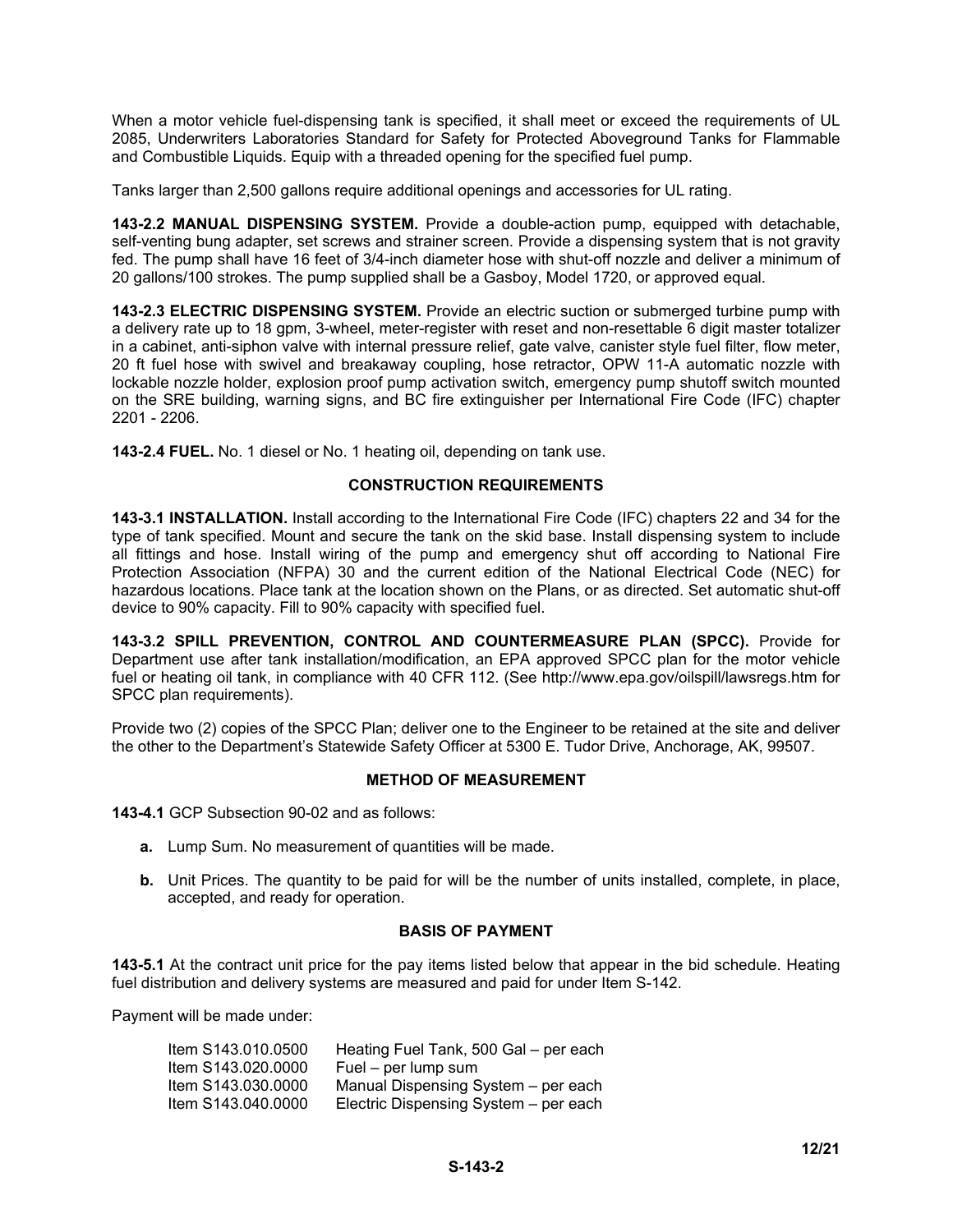When a motor vehicle fuel-dispensing tank is specified, it shall meet or exceed the requirements of UL 2085, Underwriters Laboratories Standard for Safety for Protected Aboveground Tanks for Flammable and Combustible Liquids. Equip with a threaded opening for the specified fuel pump.

Tanks larger than 2,500 gallons require additional openings and accessories for UL rating.

**143-2.2 MANUAL DISPENSING SYSTEM.** Provide a double-action pump, equipped with detachable, self-venting bung adapter, set screws and strainer screen. Provide a dispensing system that is not gravity fed. The pump shall have 16 feet of 3/4-inch diameter hose with shut-off nozzle and deliver a minimum of 20 gallons/100 strokes. The pump supplied shall be a Gasboy, Model 1720, or approved equal.

**143-2.3 ELECTRIC DISPENSING SYSTEM.** Provide an electric suction or submerged turbine pump with a delivery rate up to 18 gpm, 3-wheel, meter-register with reset and non-resettable 6 digit master totalizer in a cabinet, anti-siphon valve with internal pressure relief, gate valve, canister style fuel filter, flow meter, 20 ft fuel hose with swivel and breakaway coupling, hose retractor, OPW 11-A automatic nozzle with lockable nozzle holder, explosion proof pump activation switch, emergency pump shutoff switch mounted on the SRE building, warning signs, and BC fire extinguisher per International Fire Code (IFC) chapter 2201 - 2206.

**143-2.4 FUEL.** No. 1 diesel or No. 1 heating oil, depending on tank use.

## CONSTRUCTION REQUIREMENTS

**143-3.1 INSTALLATION.** Install according to the International Fire Code (IFC) chapters 22 and 34 for the type of tank specified. Mount and secure the tank on the skid base. Install dispensing system to include all fittings and hose. Install wiring of the pump and emergency shut off according to National Fire Protection Association (NFPA) 30 and the current edition of the National Electrical Code (NEC) for hazardous locations. Place tank at the location shown on the Plans, or as directed. Set automatic shut-off device to 90% capacity. Fill to 90% capacity with specified fuel.

**143-3.2 SPILL PREVENTION, CONTROL AND COUNTERMEASURE PLAN (SPCC).** Provide for Department use after tank installation/modification, an EPA approved SPCC plan for the motor vehicle fuel or heating oil tank, in compliance with 40 CFR 112. (See http://www.epa.gov/oilspill/lawsregs.htm for SPCC plan requirements).

Provide two (2) copies of the SPCC Plan; deliver one to the Engineer to be retained at the site and deliver the other to the Department's Statewide Safety Officer at 5300 E. Tudor Drive, Anchorage, AK, 99507.

## METHOD OF MEASUREMENT

**143-4.1** GCP Subsection 90-02 and as follows:

- **a.** Lump Sum. No measurement of quantities will be made.
- **b.** Unit Prices. The quantity to be paid for will be the number of units installed, complete, in place, accepted, and ready for operation.

## BASIS OF PAYMENT

**143-5.1** At the contract unit price for the pay items listed below that appear in the bid schedule. Heating fuel distribution and delivery systems are measured and paid for under Item S-142.

Payment will be made under:

| | |
|---|---|
| Item S143.010.0500 | Heating Fuel Tank, 500 Gal – per each |
| Item S143.020.0000 | Fuel – per lump sum |
| Item S143.030.0000 | Manual Dispensing System – per each |
| Item S143.040.0000 | Electric Dispensing System – per each |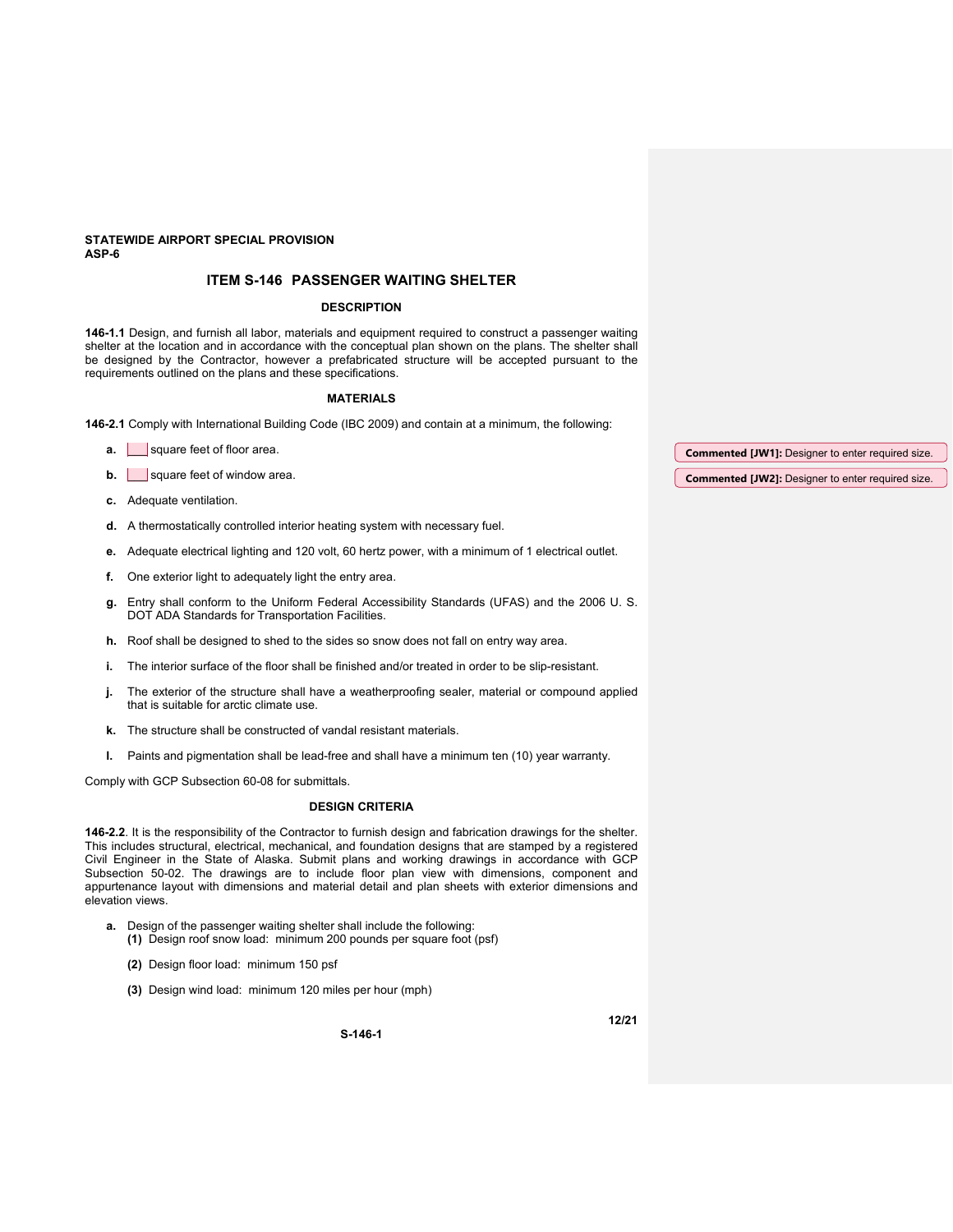**STATEWIDE AIRPORT SPECIAL PROVISION**
**ASP-6**

## ITEM S-146 PASSENGER WAITING SHELTER

### DESCRIPTION

**146-1.1** Design, and furnish all labor, materials and equipment required to construct a passenger waiting shelter at the location and in accordance with the conceptual plan shown on the plans. The shelter shall be designed by the Contractor, however a prefabricated structure will be accepted pursuant to the requirements outlined on the plans and these specifications.

### MATERIALS

**146-2.1** Comply with International Building Code (IBC 2009) and contain at a minimum, the following:

- **a.** ___ square feet of floor area.
- **b.** ___ square feet of window area.
- **c.** Adequate ventilation.
- **d.** A thermostatically controlled interior heating system with necessary fuel.
- **e.** Adequate electrical lighting and 120 volt, 60 hertz power, with a minimum of 1 electrical outlet.
- **f.** One exterior light to adequately light the entry area.
- **g.** Entry shall conform to the Uniform Federal Accessibility Standards (UFAS) and the 2006 U. S. DOT ADA Standards for Transportation Facilities.
- **h.** Roof shall be designed to shed to the sides so snow does not fall on entry way area.
- **i.** The interior surface of the floor shall be finished and/or treated in order to be slip-resistant.
- **j.** The exterior of the structure shall have a weatherproofing sealer, material or compound applied that is suitable for arctic climate use.
- **k.** The structure shall be constructed of vandal resistant materials.
- **l.** Paints and pigmentation shall be lead-free and shall have a minimum ten (10) year warranty.

Comply with GCP Subsection 60-08 for submittals.

**Commented [JW1]:** Designer to enter required size.

**Commented [JW2]:** Designer to enter required size.

### DESIGN CRITERIA

**146-2.2**. It is the responsibility of the Contractor to furnish design and fabrication drawings for the shelter. This includes structural, electrical, mechanical, and foundation designs that are stamped by a registered Civil Engineer in the State of Alaska. Submit plans and working drawings in accordance with GCP Subsection 50-02. The drawings are to include floor plan view with dimensions, component and appurtenance layout with dimensions and material detail and plan sheets with exterior dimensions and elevation views.

- **a.** Design of the passenger waiting shelter shall include the following:
  - **(1)** Design roof snow load: minimum 200 pounds per square foot (psf)
  - **(2)** Design floor load: minimum 150 psf
  - **(3)** Design wind load: minimum 120 miles per hour (mph)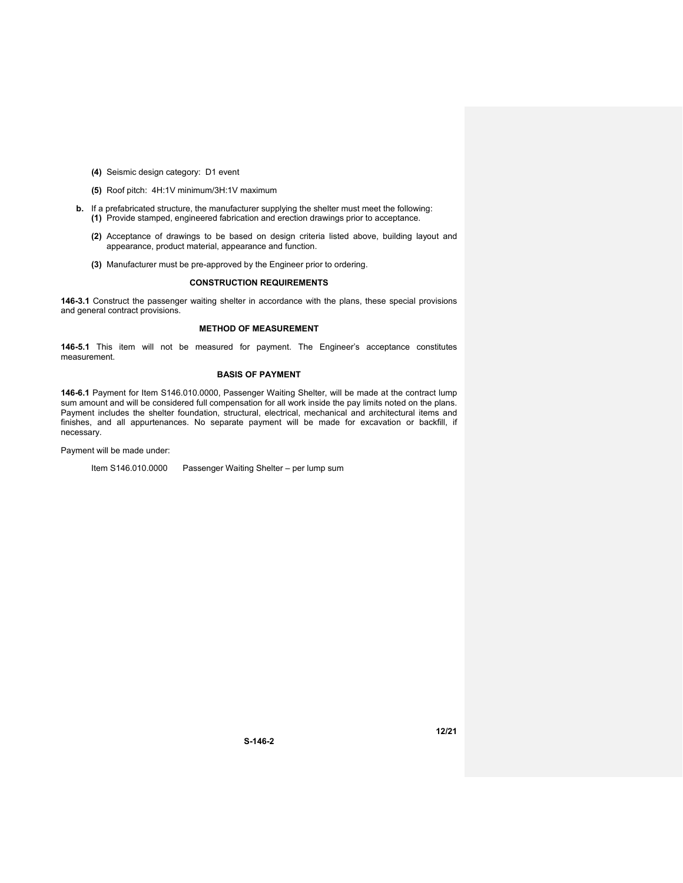(4) Seismic design category: D1 event

(5) Roof pitch: 4H:1V minimum/3H:1V maximum

**b.** If a prefabricated structure, the manufacturer supplying the shelter must meet the following:

**(1)** Provide stamped, engineered fabrication and erection drawings prior to acceptance.

**(2)** Acceptance of drawings to be based on design criteria listed above, building layout and appearance, product material, appearance and function.

**(3)** Manufacturer must be pre-approved by the Engineer prior to ordering.

### CONSTRUCTION REQUIREMENTS

**146-3.1** Construct the passenger waiting shelter in accordance with the plans, these special provisions and general contract provisions.

### METHOD OF MEASUREMENT

**146-5.1** This item will not be measured for payment. The Engineer's acceptance constitutes measurement.

### BASIS OF PAYMENT

**146-6.1** Payment for Item S146.010.0000, Passenger Waiting Shelter, will be made at the contract lump sum amount and will be considered full compensation for all work inside the pay limits noted on the plans. Payment includes the shelter foundation, structural, electrical, mechanical and architectural items and finishes, and all appurtenances. No separate payment will be made for excavation or backfill, if necessary.

Payment will be made under:

Item S146.010.0000 Passenger Waiting Shelter – per lump sum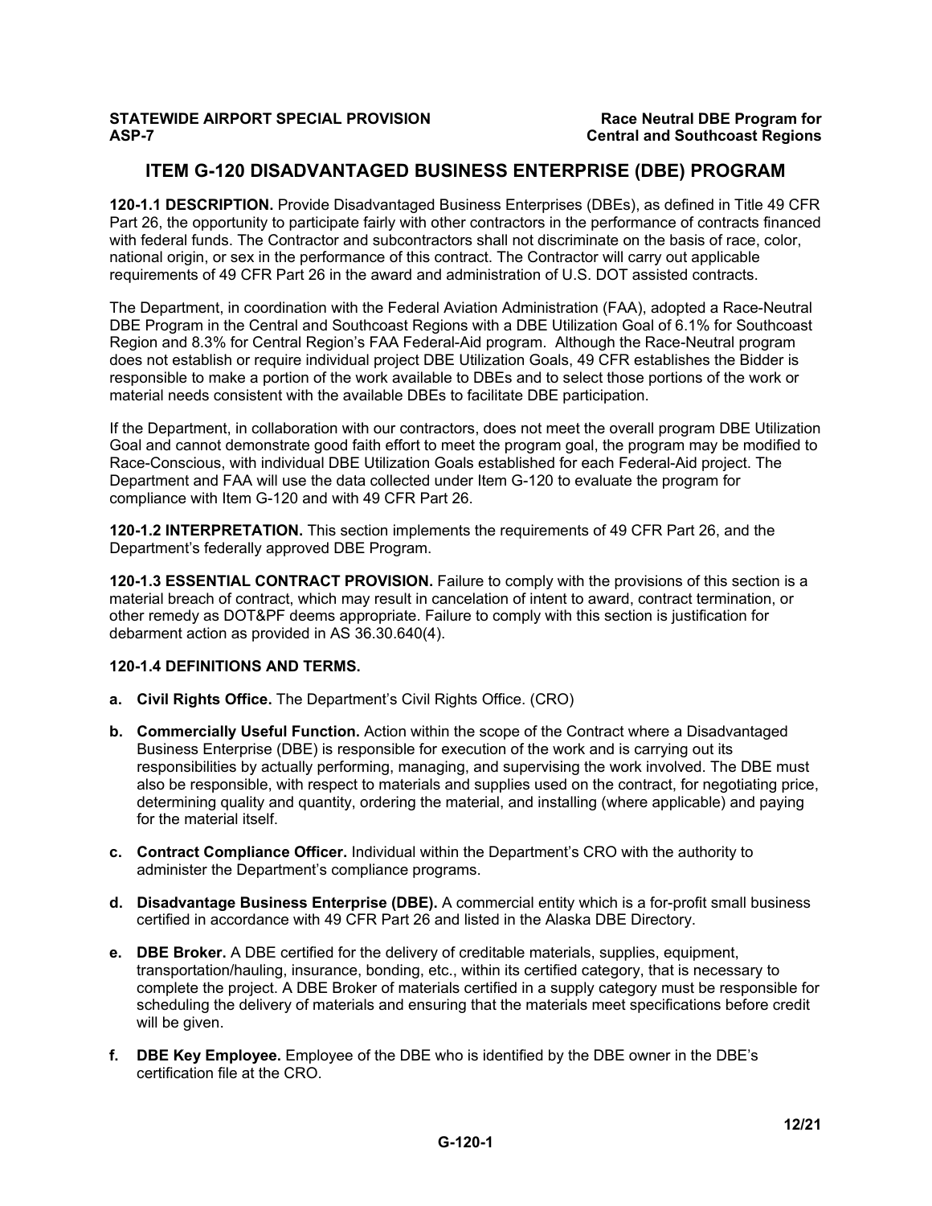**STATEWIDE AIRPORT SPECIAL PROVISION**
**ASP-7**

**Race Neutral DBE Program for Central and Southcoast Regions**

## ITEM G-120 DISADVANTAGED BUSINESS ENTERPRISE (DBE) PROGRAM

**120-1.1 DESCRIPTION.** Provide Disadvantaged Business Enterprises (DBEs), as defined in Title 49 CFR Part 26, the opportunity to participate fairly with other contractors in the performance of contracts financed with federal funds. The Contractor and subcontractors shall not discriminate on the basis of race, color, national origin, or sex in the performance of this contract. The Contractor will carry out applicable requirements of 49 CFR Part 26 in the award and administration of U.S. DOT assisted contracts.

The Department, in coordination with the Federal Aviation Administration (FAA), adopted a Race-Neutral DBE Program in the Central and Southcoast Regions with a DBE Utilization Goal of 6.1% for Southcoast Region and 8.3% for Central Region's FAA Federal-Aid program. Although the Race-Neutral program does not establish or require individual project DBE Utilization Goals, 49 CFR establishes the Bidder is responsible to make a portion of the work available to DBEs and to select those portions of the work or material needs consistent with the available DBEs to facilitate DBE participation.

If the Department, in collaboration with our contractors, does not meet the overall program DBE Utilization Goal and cannot demonstrate good faith effort to meet the program goal, the program may be modified to Race-Conscious, with individual DBE Utilization Goals established for each Federal-Aid project. The Department and FAA will use the data collected under Item G-120 to evaluate the program for compliance with Item G-120 and with 49 CFR Part 26.

**120-1.2 INTERPRETATION.** This section implements the requirements of 49 CFR Part 26, and the Department's federally approved DBE Program.

**120-1.3 ESSENTIAL CONTRACT PROVISION.** Failure to comply with the provisions of this section is a material breach of contract, which may result in cancelation of intent to award, contract termination, or other remedy as DOT&PF deems appropriate. Failure to comply with this section is justification for debarment action as provided in AS 36.30.640(4).

**120-1.4 DEFINITIONS AND TERMS.**

**a. Civil Rights Office.** The Department's Civil Rights Office. (CRO)

**b. Commercially Useful Function.** Action within the scope of the Contract where a Disadvantaged Business Enterprise (DBE) is responsible for execution of the work and is carrying out its responsibilities by actually performing, managing, and supervising the work involved. The DBE must also be responsible, with respect to materials and supplies used on the contract, for negotiating price, determining quality and quantity, ordering the material, and installing (where applicable) and paying for the material itself.

**c. Contract Compliance Officer.** Individual within the Department's CRO with the authority to administer the Department's compliance programs.

**d. Disadvantage Business Enterprise (DBE).** A commercial entity which is a for-profit small business certified in accordance with 49 CFR Part 26 and listed in the Alaska DBE Directory.

**e. DBE Broker.** A DBE certified for the delivery of creditable materials, supplies, equipment, transportation/hauling, insurance, bonding, etc., within its certified category, that is necessary to complete the project. A DBE Broker of materials certified in a supply category must be responsible for scheduling the delivery of materials and ensuring that the materials meet specifications before credit will be given.

**f. DBE Key Employee.** Employee of the DBE who is identified by the DBE owner in the DBE's certification file at the CRO.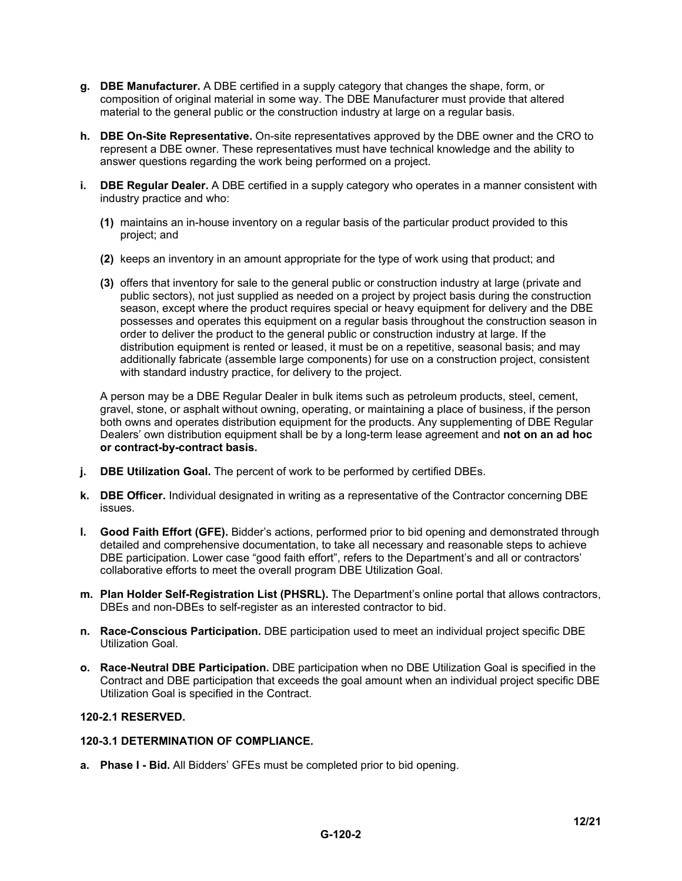**g. DBE Manufacturer.** A DBE certified in a supply category that changes the shape, form, or composition of original material in some way. The DBE Manufacturer must provide that altered material to the general public or the construction industry at large on a regular basis.

**h. DBE On-Site Representative.** On-site representatives approved by the DBE owner and the CRO to represent a DBE owner. These representatives must have technical knowledge and the ability to answer questions regarding the work being performed on a project.

**i. DBE Regular Dealer.** A DBE certified in a supply category who operates in a manner consistent with industry practice and who:

**(1)** maintains an in-house inventory on a regular basis of the particular product provided to this project; and

**(2)** keeps an inventory in an amount appropriate for the type of work using that product; and

**(3)** offers that inventory for sale to the general public or construction industry at large (private and public sectors), not just supplied as needed on a project by project basis during the construction season, except where the product requires special or heavy equipment for delivery and the DBE possesses and operates this equipment on a regular basis throughout the construction season in order to deliver the product to the general public or construction industry at large. If the distribution equipment is rented or leased, it must be on a repetitive, seasonal basis; and may additionally fabricate (assemble large components) for use on a construction project, consistent with standard industry practice, for delivery to the project.

A person may be a DBE Regular Dealer in bulk items such as petroleum products, steel, cement, gravel, stone, or asphalt without owning, operating, or maintaining a place of business, if the person both owns and operates distribution equipment for the products. Any supplementing of DBE Regular Dealers' own distribution equipment shall be by a long-term lease agreement and **not on an ad hoc or contract-by-contract basis.**

**j. DBE Utilization Goal.** The percent of work to be performed by certified DBEs.

**k. DBE Officer.** Individual designated in writing as a representative of the Contractor concerning DBE issues.

**l. Good Faith Effort (GFE).** Bidder's actions, performed prior to bid opening and demonstrated through detailed and comprehensive documentation, to take all necessary and reasonable steps to achieve DBE participation. Lower case "good faith effort", refers to the Department's and all or contractors' collaborative efforts to meet the overall program DBE Utilization Goal.

**m. Plan Holder Self-Registration List (PHSRL).** The Department's online portal that allows contractors, DBEs and non-DBEs to self-register as an interested contractor to bid.

**n. Race-Conscious Participation.** DBE participation used to meet an individual project specific DBE Utilization Goal.

**o. Race-Neutral DBE Participation.** DBE participation when no DBE Utilization Goal is specified in the Contract and DBE participation that exceeds the goal amount when an individual project specific DBE Utilization Goal is specified in the Contract.

**120-2.1 RESERVED.**

**120-3.1 DETERMINATION OF COMPLIANCE.**

**a. Phase I - Bid.** All Bidders' GFEs must be completed prior to bid opening.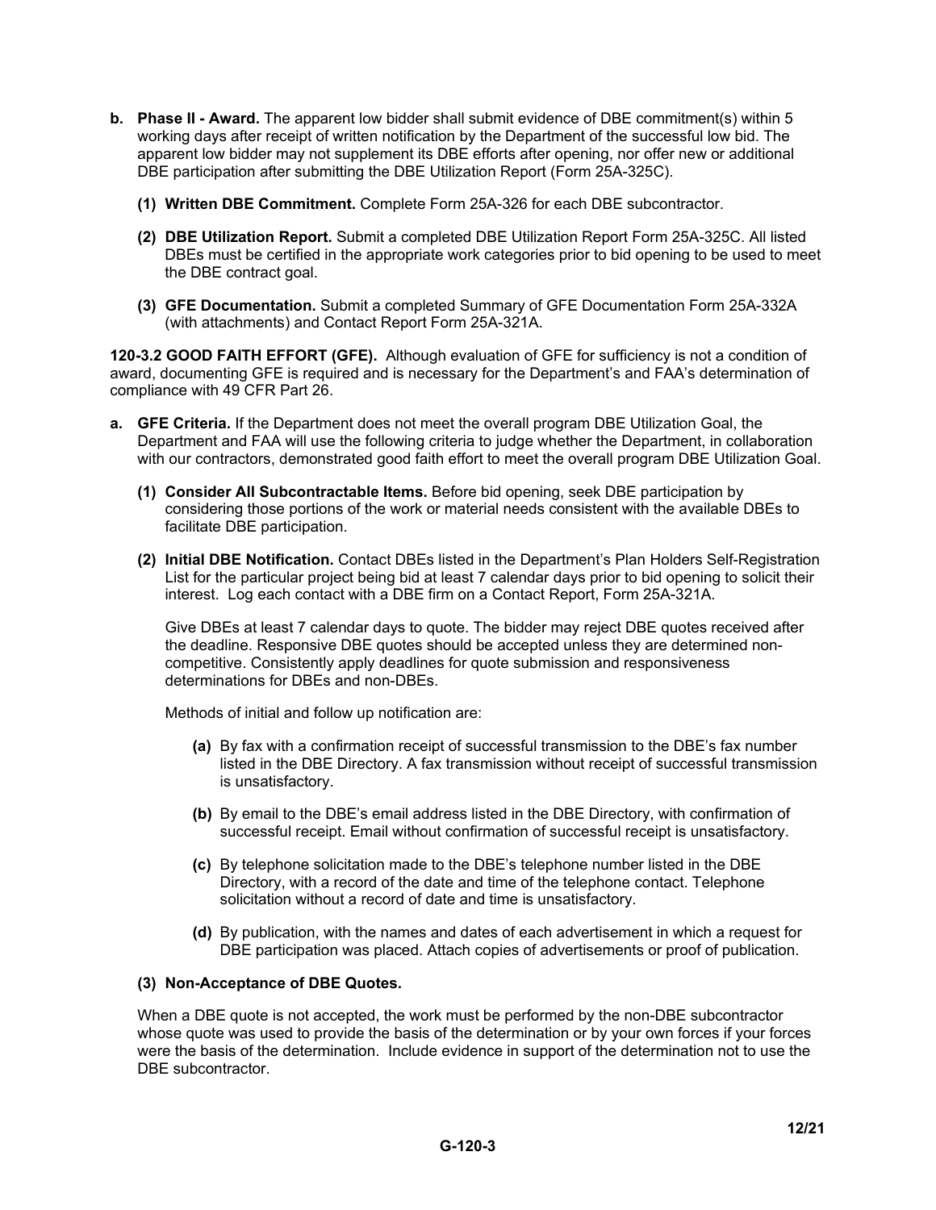**b. Phase II - Award.** The apparent low bidder shall submit evidence of DBE commitment(s) within 5 working days after receipt of written notification by the Department of the successful low bid. The apparent low bidder may not supplement its DBE efforts after opening, nor offer new or additional DBE participation after submitting the DBE Utilization Report (Form 25A-325C).

**(1) Written DBE Commitment.** Complete Form 25A-326 for each DBE subcontractor.

**(2) DBE Utilization Report.** Submit a completed DBE Utilization Report Form 25A-325C. All listed DBEs must be certified in the appropriate work categories prior to bid opening to be used to meet the DBE contract goal.

**(3) GFE Documentation.** Submit a completed Summary of GFE Documentation Form 25A-332A (with attachments) and Contact Report Form 25A-321A.

**120-3.2 GOOD FAITH EFFORT (GFE).** Although evaluation of GFE for sufficiency is not a condition of award, documenting GFE is required and is necessary for the Department's and FAA's determination of compliance with 49 CFR Part 26.

**a. GFE Criteria.** If the Department does not meet the overall program DBE Utilization Goal, the Department and FAA will use the following criteria to judge whether the Department, in collaboration with our contractors, demonstrated good faith effort to meet the overall program DBE Utilization Goal.

**(1) Consider All Subcontractable Items.** Before bid opening, seek DBE participation by considering those portions of the work or material needs consistent with the available DBEs to facilitate DBE participation.

**(2) Initial DBE Notification.** Contact DBEs listed in the Department's Plan Holders Self-Registration List for the particular project being bid at least 7 calendar days prior to bid opening to solicit their interest. Log each contact with a DBE firm on a Contact Report, Form 25A-321A.

Give DBEs at least 7 calendar days to quote. The bidder may reject DBE quotes received after the deadline. Responsive DBE quotes should be accepted unless they are determined non-competitive. Consistently apply deadlines for quote submission and responsiveness determinations for DBEs and non-DBEs.

Methods of initial and follow up notification are:

**(a)** By fax with a confirmation receipt of successful transmission to the DBE's fax number listed in the DBE Directory. A fax transmission without receipt of successful transmission is unsatisfactory.

**(b)** By email to the DBE's email address listed in the DBE Directory, with confirmation of successful receipt. Email without confirmation of successful receipt is unsatisfactory.

**(c)** By telephone solicitation made to the DBE's telephone number listed in the DBE Directory, with a record of the date and time of the telephone contact. Telephone solicitation without a record of date and time is unsatisfactory.

**(d)** By publication, with the names and dates of each advertisement in which a request for DBE participation was placed. Attach copies of advertisements or proof of publication.

**(3) Non-Acceptance of DBE Quotes.**

When a DBE quote is not accepted, the work must be performed by the non-DBE subcontractor whose quote was used to provide the basis of the determination or by your own forces if your forces were the basis of the determination. Include evidence in support of the determination not to use the DBE subcontractor.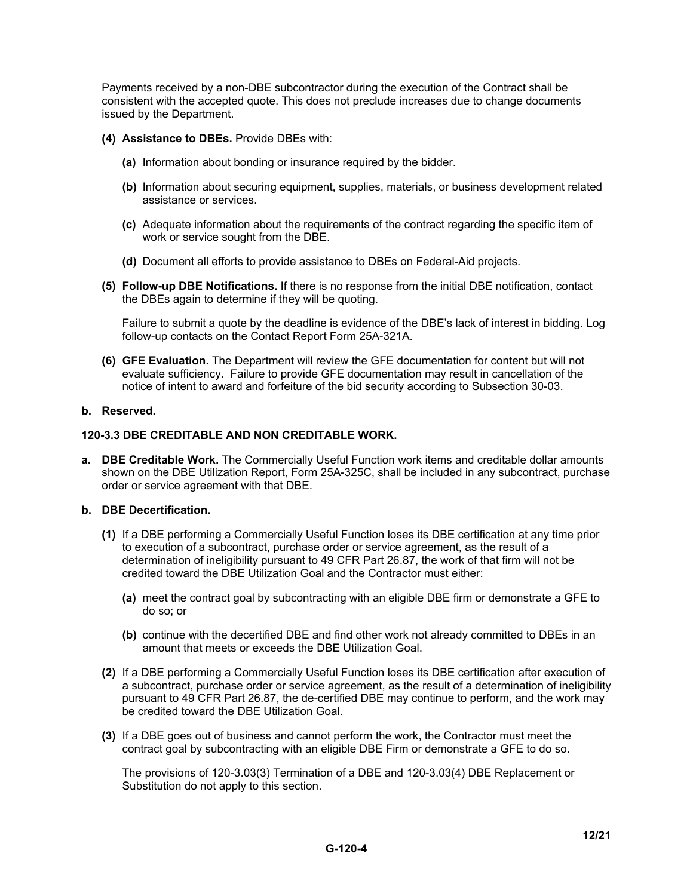Payments received by a non-DBE subcontractor during the execution of the Contract shall be consistent with the accepted quote. This does not preclude increases due to change documents issued by the Department.

**(4) Assistance to DBEs.** Provide DBEs with:

**(a)** Information about bonding or insurance required by the bidder.

**(b)** Information about securing equipment, supplies, materials, or business development related assistance or services.

**(c)** Adequate information about the requirements of the contract regarding the specific item of work or service sought from the DBE.

**(d)** Document all efforts to provide assistance to DBEs on Federal-Aid projects.

**(5) Follow-up DBE Notifications.** If there is no response from the initial DBE notification, contact the DBEs again to determine if they will be quoting.

Failure to submit a quote by the deadline is evidence of the DBE's lack of interest in bidding. Log follow-up contacts on the Contact Report Form 25A-321A.

**(6) GFE Evaluation.** The Department will review the GFE documentation for content but will not evaluate sufficiency. Failure to provide GFE documentation may result in cancellation of the notice of intent to award and forfeiture of the bid security according to Subsection 30-03.

**b. Reserved.**

**120-3.3 DBE CREDITABLE AND NON CREDITABLE WORK.**

**a. DBE Creditable Work.** The Commercially Useful Function work items and creditable dollar amounts shown on the DBE Utilization Report, Form 25A-325C, shall be included in any subcontract, purchase order or service agreement with that DBE.

**b. DBE Decertification.**

**(1)** If a DBE performing a Commercially Useful Function loses its DBE certification at any time prior to execution of a subcontract, purchase order or service agreement, as the result of a determination of ineligibility pursuant to 49 CFR Part 26.87, the work of that firm will not be credited toward the DBE Utilization Goal and the Contractor must either:

**(a)** meet the contract goal by subcontracting with an eligible DBE firm or demonstrate a GFE to do so; or

**(b)** continue with the decertified DBE and find other work not already committed to DBEs in an amount that meets or exceeds the DBE Utilization Goal.

**(2)** If a DBE performing a Commercially Useful Function loses its DBE certification after execution of a subcontract, purchase order or service agreement, as the result of a determination of ineligibility pursuant to 49 CFR Part 26.87, the de-certified DBE may continue to perform, and the work may be credited toward the DBE Utilization Goal.

**(3)** If a DBE goes out of business and cannot perform the work, the Contractor must meet the contract goal by subcontracting with an eligible DBE Firm or demonstrate a GFE to do so.

The provisions of 120-3.03(3) Termination of a DBE and 120-3.03(4) DBE Replacement or Substitution do not apply to this section.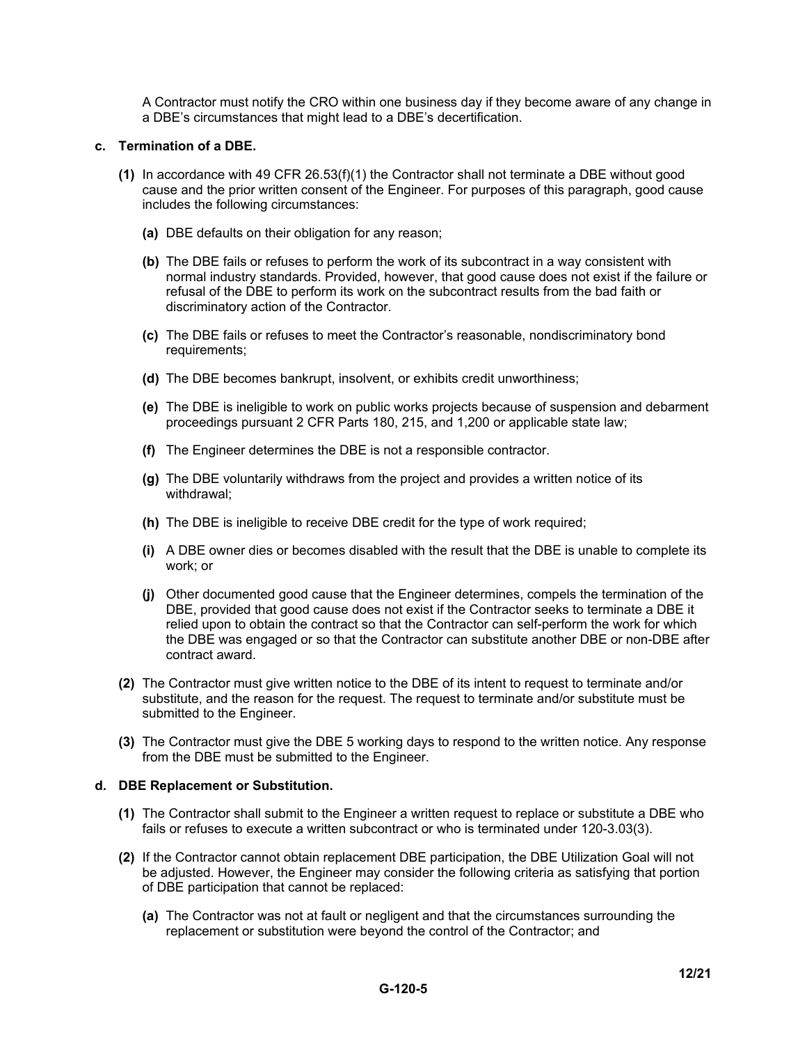A Contractor must notify the CRO within one business day if they become aware of any change in a DBE's circumstances that might lead to a DBE's decertification.

**c. Termination of a DBE.**

**(1)** In accordance with 49 CFR 26.53(f)(1) the Contractor shall not terminate a DBE without good cause and the prior written consent of the Engineer. For purposes of this paragraph, good cause includes the following circumstances:

**(a)** DBE defaults on their obligation for any reason;

**(b)** The DBE fails or refuses to perform the work of its subcontract in a way consistent with normal industry standards. Provided, however, that good cause does not exist if the failure or refusal of the DBE to perform its work on the subcontract results from the bad faith or discriminatory action of the Contractor.

**(c)** The DBE fails or refuses to meet the Contractor's reasonable, nondiscriminatory bond requirements;

**(d)** The DBE becomes bankrupt, insolvent, or exhibits credit unworthiness;

**(e)** The DBE is ineligible to work on public works projects because of suspension and debarment proceedings pursuant 2 CFR Parts 180, 215, and 1,200 or applicable state law;

**(f)** The Engineer determines the DBE is not a responsible contractor.

**(g)** The DBE voluntarily withdraws from the project and provides a written notice of its withdrawal;

**(h)** The DBE is ineligible to receive DBE credit for the type of work required;

**(i)** A DBE owner dies or becomes disabled with the result that the DBE is unable to complete its work; or

**(j)** Other documented good cause that the Engineer determines, compels the termination of the DBE, provided that good cause does not exist if the Contractor seeks to terminate a DBE it relied upon to obtain the contract so that the Contractor can self-perform the work for which the DBE was engaged or so that the Contractor can substitute another DBE or non-DBE after contract award.

**(2)** The Contractor must give written notice to the DBE of its intent to request to terminate and/or substitute, and the reason for the request. The request to terminate and/or substitute must be submitted to the Engineer.

**(3)** The Contractor must give the DBE 5 working days to respond to the written notice. Any response from the DBE must be submitted to the Engineer.

**d. DBE Replacement or Substitution.**

**(1)** The Contractor shall submit to the Engineer a written request to replace or substitute a DBE who fails or refuses to execute a written subcontract or who is terminated under 120-3.03(3).

**(2)** If the Contractor cannot obtain replacement DBE participation, the DBE Utilization Goal will not be adjusted. However, the Engineer may consider the following criteria as satisfying that portion of DBE participation that cannot be replaced:

**(a)** The Contractor was not at fault or negligent and that the circumstances surrounding the replacement or substitution were beyond the control of the Contractor; and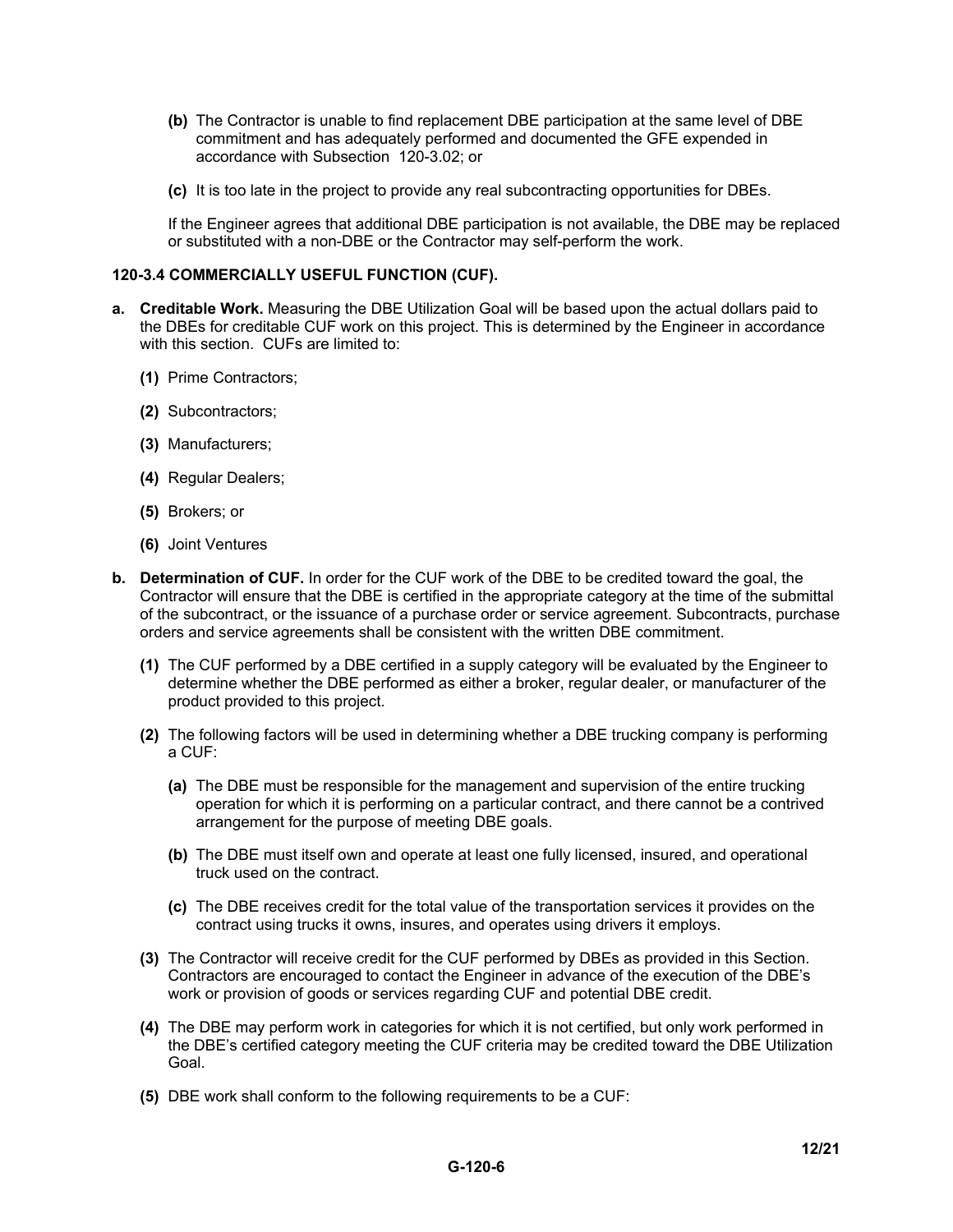**(b)** The Contractor is unable to find replacement DBE participation at the same level of DBE commitment and has adequately performed and documented the GFE expended in accordance with Subsection 120-3.02; or

**(c)** It is too late in the project to provide any real subcontracting opportunities for DBEs.

If the Engineer agrees that additional DBE participation is not available, the DBE may be replaced or substituted with a non-DBE or the Contractor may self-perform the work.

**120-3.4 COMMERCIALLY USEFUL FUNCTION (CUF).**

**a. Creditable Work.** Measuring the DBE Utilization Goal will be based upon the actual dollars paid to the DBEs for creditable CUF work on this project. This is determined by the Engineer in accordance with this section. CUFs are limited to:

**(1)** Prime Contractors;

**(2)** Subcontractors;

**(3)** Manufacturers;

**(4)** Regular Dealers;

**(5)** Brokers; or

**(6)** Joint Ventures

**b. Determination of CUF.** In order for the CUF work of the DBE to be credited toward the goal, the Contractor will ensure that the DBE is certified in the appropriate category at the time of the submittal of the subcontract, or the issuance of a purchase order or service agreement. Subcontracts, purchase orders and service agreements shall be consistent with the written DBE commitment.

**(1)** The CUF performed by a DBE certified in a supply category will be evaluated by the Engineer to determine whether the DBE performed as either a broker, regular dealer, or manufacturer of the product provided to this project.

**(2)** The following factors will be used in determining whether a DBE trucking company is performing a CUF:

**(a)** The DBE must be responsible for the management and supervision of the entire trucking operation for which it is performing on a particular contract, and there cannot be a contrived arrangement for the purpose of meeting DBE goals.

**(b)** The DBE must itself own and operate at least one fully licensed, insured, and operational truck used on the contract.

**(c)** The DBE receives credit for the total value of the transportation services it provides on the contract using trucks it owns, insures, and operates using drivers it employs.

**(3)** The Contractor will receive credit for the CUF performed by DBEs as provided in this Section. Contractors are encouraged to contact the Engineer in advance of the execution of the DBE's work or provision of goods or services regarding CUF and potential DBE credit.

**(4)** The DBE may perform work in categories for which it is not certified, but only work performed in the DBE's certified category meeting the CUF criteria may be credited toward the DBE Utilization Goal.

**(5)** DBE work shall conform to the following requirements to be a CUF: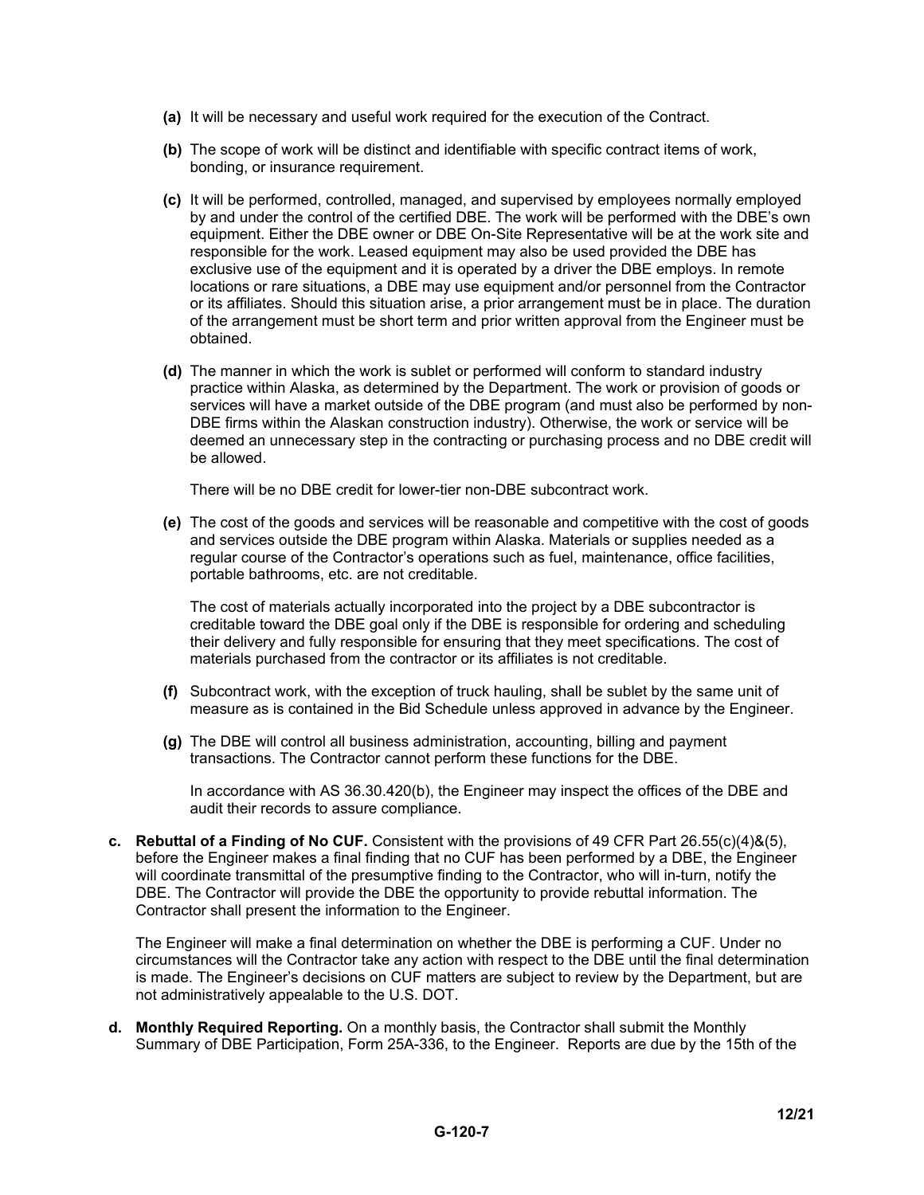**(a)** It will be necessary and useful work required for the execution of the Contract.

**(b)** The scope of work will be distinct and identifiable with specific contract items of work, bonding, or insurance requirement.

**(c)** It will be performed, controlled, managed, and supervised by employees normally employed by and under the control of the certified DBE. The work will be performed with the DBE's own equipment. Either the DBE owner or DBE On-Site Representative will be at the work site and responsible for the work. Leased equipment may also be used provided the DBE has exclusive use of the equipment and it is operated by a driver the DBE employs. In remote locations or rare situations, a DBE may use equipment and/or personnel from the Contractor or its affiliates. Should this situation arise, a prior arrangement must be in place. The duration of the arrangement must be short term and prior written approval from the Engineer must be obtained.

**(d)** The manner in which the work is sublet or performed will conform to standard industry practice within Alaska, as determined by the Department. The work or provision of goods or services will have a market outside of the DBE program (and must also be performed by non-DBE firms within the Alaskan construction industry). Otherwise, the work or service will be deemed an unnecessary step in the contracting or purchasing process and no DBE credit will be allowed.

There will be no DBE credit for lower-tier non-DBE subcontract work.

**(e)** The cost of the goods and services will be reasonable and competitive with the cost of goods and services outside the DBE program within Alaska. Materials or supplies needed as a regular course of the Contractor's operations such as fuel, maintenance, office facilities, portable bathrooms, etc. are not creditable.

The cost of materials actually incorporated into the project by a DBE subcontractor is creditable toward the DBE goal only if the DBE is responsible for ordering and scheduling their delivery and fully responsible for ensuring that they meet specifications. The cost of materials purchased from the contractor or its affiliates is not creditable.

**(f)** Subcontract work, with the exception of truck hauling, shall be sublet by the same unit of measure as is contained in the Bid Schedule unless approved in advance by the Engineer.

**(g)** The DBE will control all business administration, accounting, billing and payment transactions. The Contractor cannot perform these functions for the DBE.

In accordance with AS 36.30.420(b), the Engineer may inspect the offices of the DBE and audit their records to assure compliance.

**c. Rebuttal of a Finding of No CUF.** Consistent with the provisions of 49 CFR Part 26.55(c)(4)&(5), before the Engineer makes a final finding that no CUF has been performed by a DBE, the Engineer will coordinate transmittal of the presumptive finding to the Contractor, who will in-turn, notify the DBE. The Contractor will provide the DBE the opportunity to provide rebuttal information. The Contractor shall present the information to the Engineer.

The Engineer will make a final determination on whether the DBE is performing a CUF. Under no circumstances will the Contractor take any action with respect to the DBE until the final determination is made. The Engineer's decisions on CUF matters are subject to review by the Department, but are not administratively appealable to the U.S. DOT.

**d. Monthly Required Reporting.** On a monthly basis, the Contractor shall submit the Monthly Summary of DBE Participation, Form 25A-336, to the Engineer. Reports are due by the 15th of the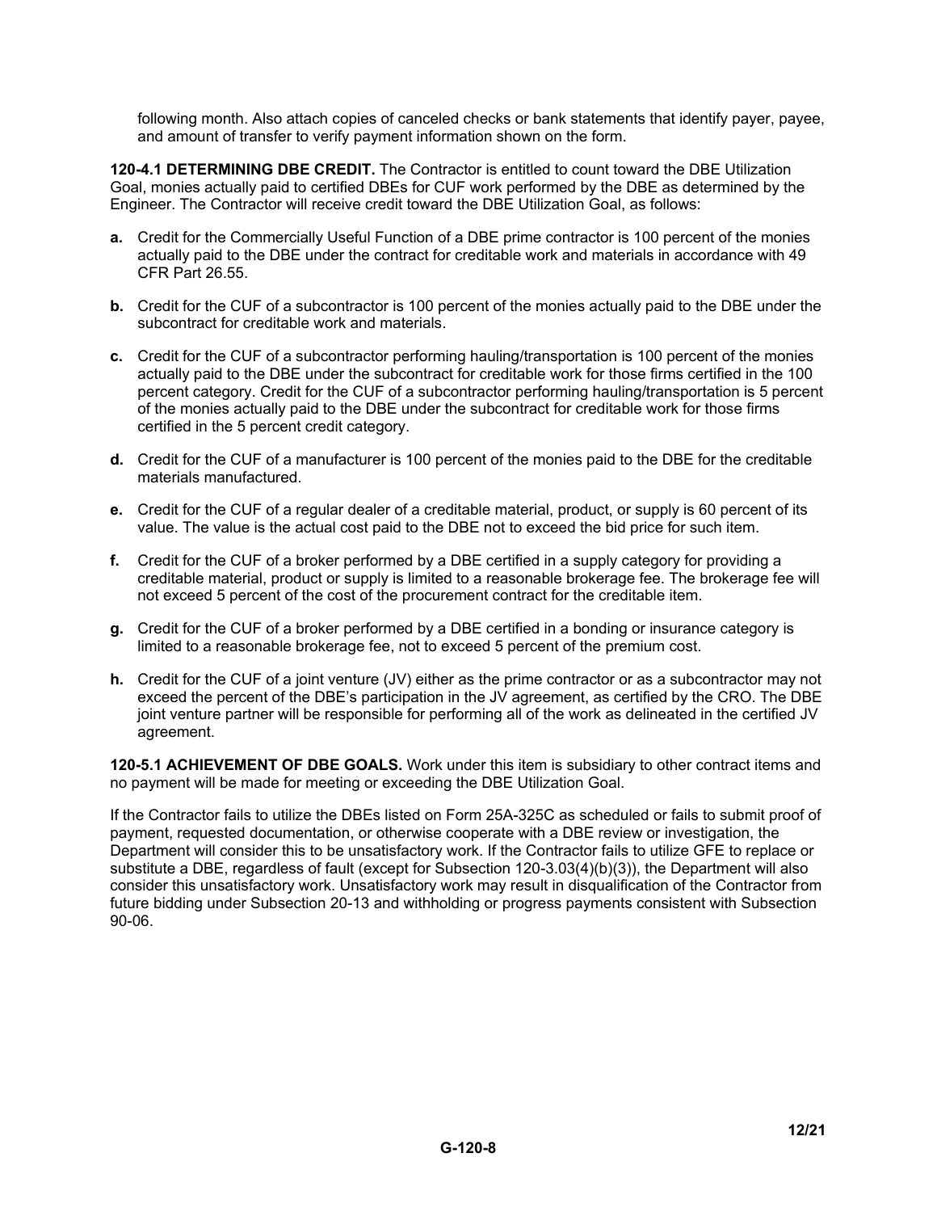following month. Also attach copies of canceled checks or bank statements that identify payer, payee, and amount of transfer to verify payment information shown on the form.

**120-4.1 DETERMINING DBE CREDIT.** The Contractor is entitled to count toward the DBE Utilization Goal, monies actually paid to certified DBEs for CUF work performed by the DBE as determined by the Engineer. The Contractor will receive credit toward the DBE Utilization Goal, as follows:

**a.** Credit for the Commercially Useful Function of a DBE prime contractor is 100 percent of the monies actually paid to the DBE under the contract for creditable work and materials in accordance with 49 CFR Part 26.55.

**b.** Credit for the CUF of a subcontractor is 100 percent of the monies actually paid to the DBE under the subcontract for creditable work and materials.

**c.** Credit for the CUF of a subcontractor performing hauling/transportation is 100 percent of the monies actually paid to the DBE under the subcontract for creditable work for those firms certified in the 100 percent category. Credit for the CUF of a subcontractor performing hauling/transportation is 5 percent of the monies actually paid to the DBE under the subcontract for creditable work for those firms certified in the 5 percent credit category.

**d.** Credit for the CUF of a manufacturer is 100 percent of the monies paid to the DBE for the creditable materials manufactured.

**e.** Credit for the CUF of a regular dealer of a creditable material, product, or supply is 60 percent of its value. The value is the actual cost paid to the DBE not to exceed the bid price for such item.

**f.** Credit for the CUF of a broker performed by a DBE certified in a supply category for providing a creditable material, product or supply is limited to a reasonable brokerage fee. The brokerage fee will not exceed 5 percent of the cost of the procurement contract for the creditable item.

**g.** Credit for the CUF of a broker performed by a DBE certified in a bonding or insurance category is limited to a reasonable brokerage fee, not to exceed 5 percent of the premium cost.

**h.** Credit for the CUF of a joint venture (JV) either as the prime contractor or as a subcontractor may not exceed the percent of the DBE's participation in the JV agreement, as certified by the CRO. The DBE joint venture partner will be responsible for performing all of the work as delineated in the certified JV agreement.

**120-5.1 ACHIEVEMENT OF DBE GOALS.** Work under this item is subsidiary to other contract items and no payment will be made for meeting or exceeding the DBE Utilization Goal.

If the Contractor fails to utilize the DBEs listed on Form 25A-325C as scheduled or fails to submit proof of payment, requested documentation, or otherwise cooperate with a DBE review or investigation, the Department will consider this to be unsatisfactory work. If the Contractor fails to utilize GFE to replace or substitute a DBE, regardless of fault (except for Subsection 120-3.03(4)(b)(3)), the Department will also consider this unsatisfactory work. Unsatisfactory work may result in disqualification of the Contractor from future bidding under Subsection 20-13 and withholding or progress payments consistent with Subsection 90-06.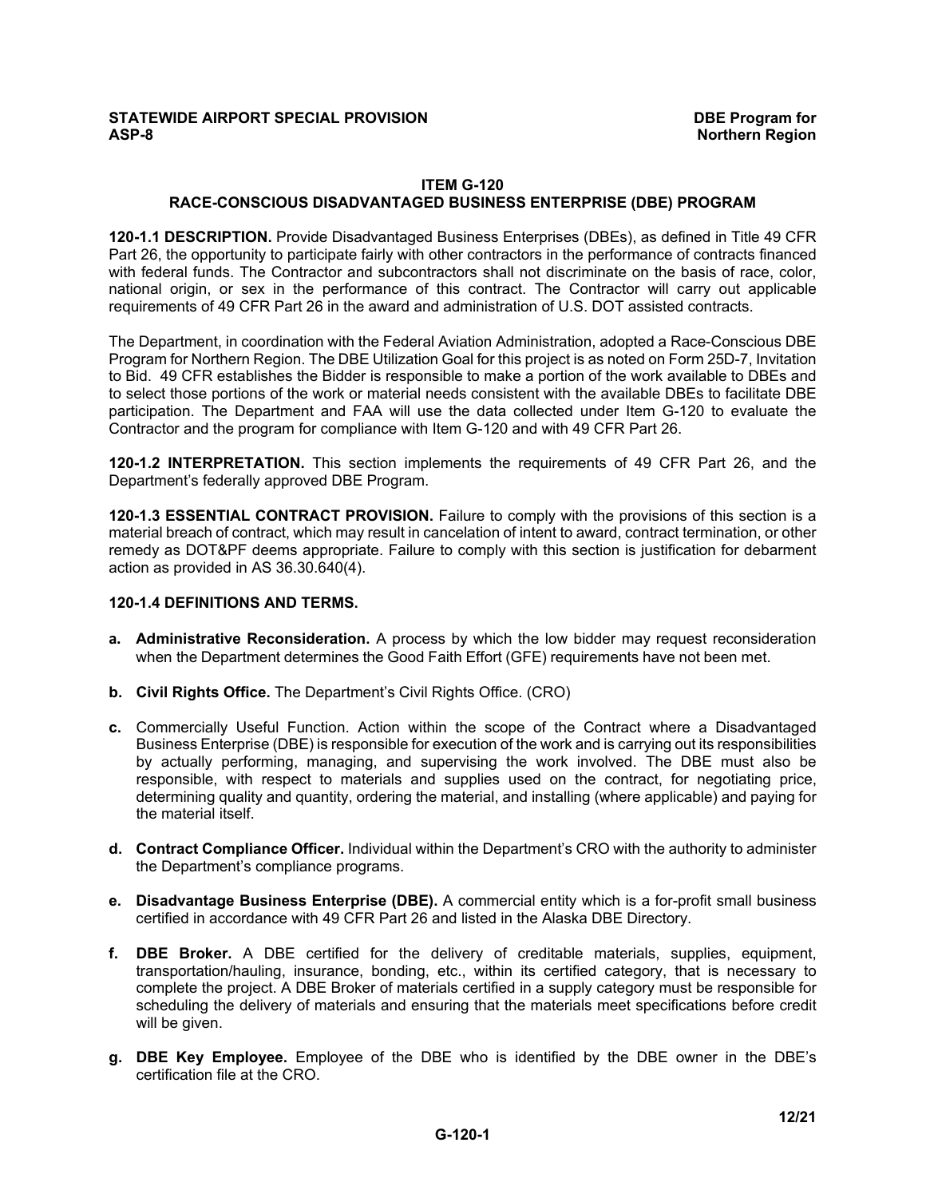### ITEM G-120
### RACE-CONSCIOUS DISADVANTAGED BUSINESS ENTERPRISE (DBE) PROGRAM

**120-1.1 DESCRIPTION.** Provide Disadvantaged Business Enterprises (DBEs), as defined in Title 49 CFR Part 26, the opportunity to participate fairly with other contractors in the performance of contracts financed with federal funds. The Contractor and subcontractors shall not discriminate on the basis of race, color, national origin, or sex in the performance of this contract. The Contractor will carry out applicable requirements of 49 CFR Part 26 in the award and administration of U.S. DOT assisted contracts.

The Department, in coordination with the Federal Aviation Administration, adopted a Race-Conscious DBE Program for Northern Region. The DBE Utilization Goal for this project is as noted on Form 25D-7, Invitation to Bid. 49 CFR establishes the Bidder is responsible to make a portion of the work available to DBEs and to select those portions of the work or material needs consistent with the available DBEs to facilitate DBE participation. The Department and FAA will use the data collected under Item G-120 to evaluate the Contractor and the program for compliance with Item G-120 and with 49 CFR Part 26.

**120-1.2 INTERPRETATION.** This section implements the requirements of 49 CFR Part 26, and the Department's federally approved DBE Program.

**120-1.3 ESSENTIAL CONTRACT PROVISION.** Failure to comply with the provisions of this section is a material breach of contract, which may result in cancelation of intent to award, contract termination, or other remedy as DOT&PF deems appropriate. Failure to comply with this section is justification for debarment action as provided in AS 36.30.640(4).

**120-1.4 DEFINITIONS AND TERMS.**

**a. Administrative Reconsideration.** A process by which the low bidder may request reconsideration when the Department determines the Good Faith Effort (GFE) requirements have not been met.

**b. Civil Rights Office.** The Department's Civil Rights Office. (CRO)

**c.** Commercially Useful Function. Action within the scope of the Contract where a Disadvantaged Business Enterprise (DBE) is responsible for execution of the work and is carrying out its responsibilities by actually performing, managing, and supervising the work involved. The DBE must also be responsible, with respect to materials and supplies used on the contract, for negotiating price, determining quality and quantity, ordering the material, and installing (where applicable) and paying for the material itself.

**d. Contract Compliance Officer.** Individual within the Department's CRO with the authority to administer the Department's compliance programs.

**e. Disadvantage Business Enterprise (DBE).** A commercial entity which is a for-profit small business certified in accordance with 49 CFR Part 26 and listed in the Alaska DBE Directory.

**f. DBE Broker.** A DBE certified for the delivery of creditable materials, supplies, equipment, transportation/hauling, insurance, bonding, etc., within its certified category, that is necessary to complete the project. A DBE Broker of materials certified in a supply category must be responsible for scheduling the delivery of materials and ensuring that the materials meet specifications before credit will be given.

**g. DBE Key Employee.** Employee of the DBE who is identified by the DBE owner in the DBE's certification file at the CRO.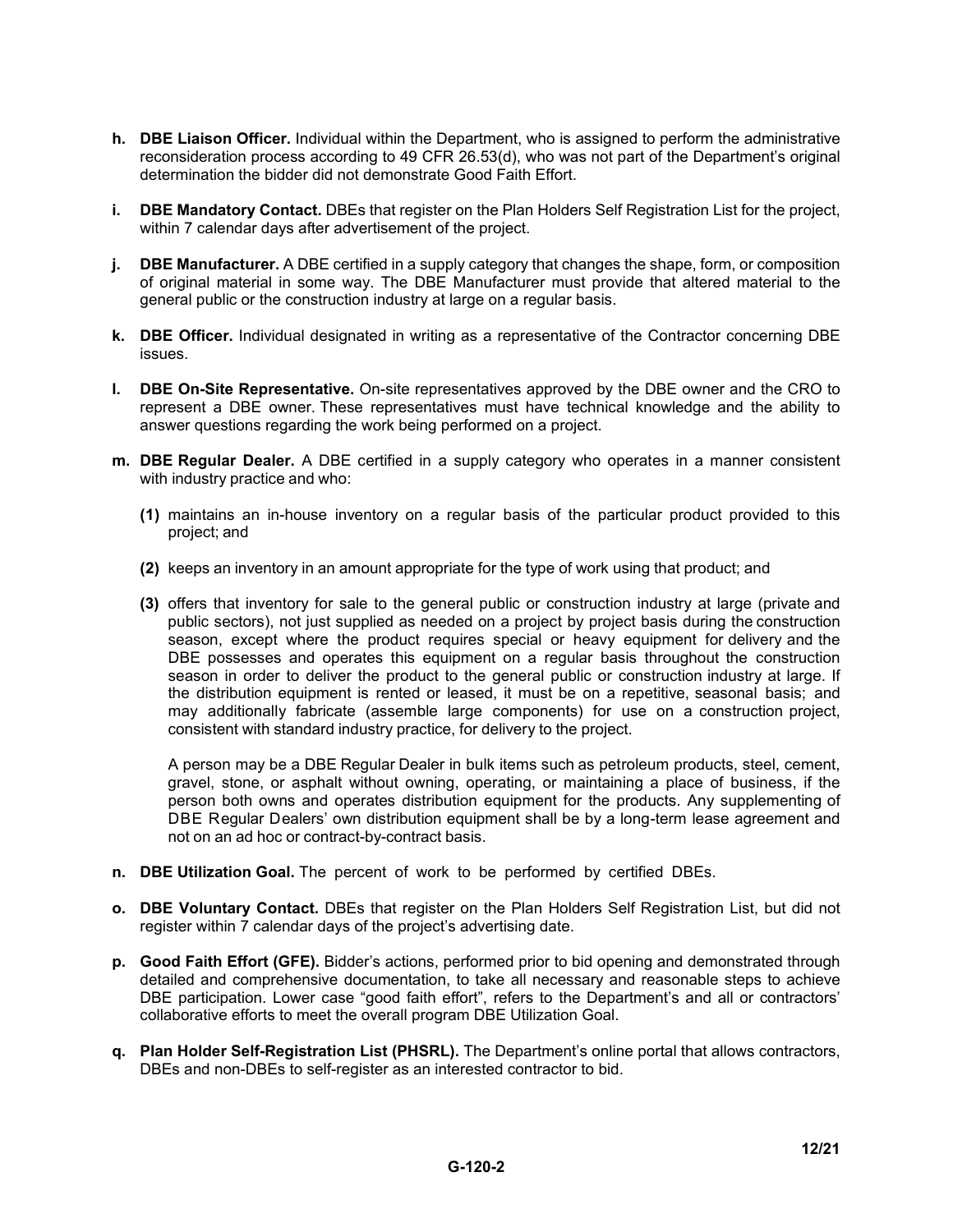**h.** **DBE Liaison Officer.** Individual within the Department, who is assigned to perform the administrative reconsideration process according to 49 CFR 26.53(d), who was not part of the Department's original determination the bidder did not demonstrate Good Faith Effort.

**i.** **DBE Mandatory Contact.** DBEs that register on the Plan Holders Self Registration List for the project, within 7 calendar days after advertisement of the project.

**j.** **DBE Manufacturer.** A DBE certified in a supply category that changes the shape, form, or composition of original material in some way. The DBE Manufacturer must provide that altered material to the general public or the construction industry at large on a regular basis.

**k.** **DBE Officer.** Individual designated in writing as a representative of the Contractor concerning DBE issues.

**l.** **DBE On-Site Representative.** On-site representatives approved by the DBE owner and the CRO to represent a DBE owner. These representatives must have technical knowledge and the ability to answer questions regarding the work being performed on a project.

**m.** **DBE Regular Dealer.** A DBE certified in a supply category who operates in a manner consistent with industry practice and who:

**(1)** maintains an in-house inventory on a regular basis of the particular product provided to this project; and

**(2)** keeps an inventory in an amount appropriate for the type of work using that product; and

**(3)** offers that inventory for sale to the general public or construction industry at large (private and public sectors), not just supplied as needed on a project by project basis during the construction season, except where the product requires special or heavy equipment for delivery and the DBE possesses and operates this equipment on a regular basis throughout the construction season in order to deliver the product to the general public or construction industry at large. If the distribution equipment is rented or leased, it must be on a repetitive, seasonal basis; and may additionally fabricate (assemble large components) for use on a construction project, consistent with standard industry practice, for delivery to the project.

A person may be a DBE Regular Dealer in bulk items such as petroleum products, steel, cement, gravel, stone, or asphalt without owning, operating, or maintaining a place of business, if the person both owns and operates distribution equipment for the products. Any supplementing of DBE Regular Dealers' own distribution equipment shall be by a long-term lease agreement and not on an ad hoc or contract-by-contract basis.

**n.** **DBE Utilization Goal.** The percent of work to be performed by certified DBEs.

**o.** **DBE Voluntary Contact.** DBEs that register on the Plan Holders Self Registration List, but did not register within 7 calendar days of the project's advertising date.

**p.** **Good Faith Effort (GFE).** Bidder's actions, performed prior to bid opening and demonstrated through detailed and comprehensive documentation, to take all necessary and reasonable steps to achieve DBE participation. Lower case "good faith effort", refers to the Department's and all or contractors' collaborative efforts to meet the overall program DBE Utilization Goal.

**q.** **Plan Holder Self-Registration List (PHSRL).** The Department's online portal that allows contractors, DBEs and non-DBEs to self-register as an interested contractor to bid.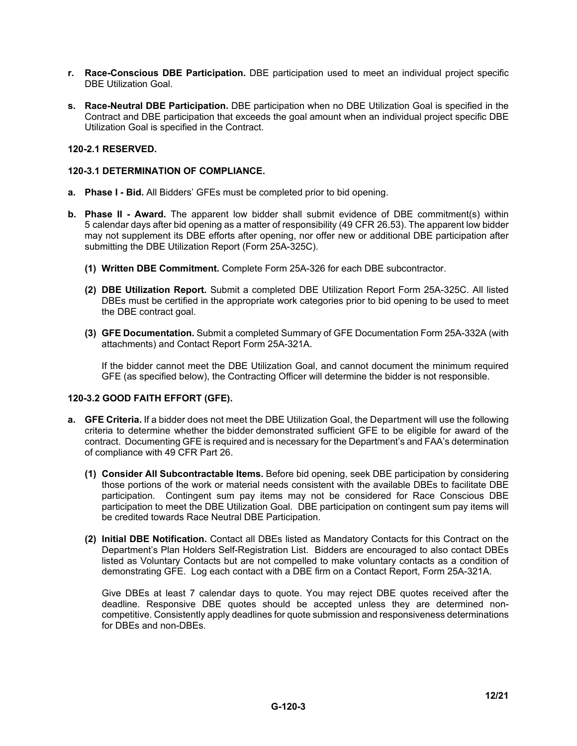**r. Race-Conscious DBE Participation.** DBE participation used to meet an individual project specific DBE Utilization Goal.

**s. Race-Neutral DBE Participation.** DBE participation when no DBE Utilization Goal is specified in the Contract and DBE participation that exceeds the goal amount when an individual project specific DBE Utilization Goal is specified in the Contract.

**120-2.1 RESERVED.**

**120-3.1 DETERMINATION OF COMPLIANCE.**

**a. Phase I - Bid.** All Bidders' GFEs must be completed prior to bid opening.

**b. Phase II - Award.** The apparent low bidder shall submit evidence of DBE commitment(s) within 5 calendar days after bid opening as a matter of responsibility (49 CFR 26.53). The apparent low bidder may not supplement its DBE efforts after opening, nor offer new or additional DBE participation after submitting the DBE Utilization Report (Form 25A-325C).

**(1) Written DBE Commitment.** Complete Form 25A-326 for each DBE subcontractor.

**(2) DBE Utilization Report.** Submit a completed DBE Utilization Report Form 25A-325C. All listed DBEs must be certified in the appropriate work categories prior to bid opening to be used to meet the DBE contract goal.

**(3) GFE Documentation.** Submit a completed Summary of GFE Documentation Form 25A-332A (with attachments) and Contact Report Form 25A-321A.

If the bidder cannot meet the DBE Utilization Goal, and cannot document the minimum required GFE (as specified below), the Contracting Officer will determine the bidder is not responsible.

**120-3.2 GOOD FAITH EFFORT (GFE).**

**a. GFE Criteria.** If a bidder does not meet the DBE Utilization Goal, the Department will use the following criteria to determine whether the bidder demonstrated sufficient GFE to be eligible for award of the contract. Documenting GFE is required and is necessary for the Department's and FAA's determination of compliance with 49 CFR Part 26.

**(1) Consider All Subcontractable Items.** Before bid opening, seek DBE participation by considering those portions of the work or material needs consistent with the available DBEs to facilitate DBE participation. Contingent sum pay items may not be considered for Race Conscious DBE participation to meet the DBE Utilization Goal. DBE participation on contingent sum pay items will be credited towards Race Neutral DBE Participation.

**(2) Initial DBE Notification.** Contact all DBEs listed as Mandatory Contacts for this Contract on the Department's Plan Holders Self-Registration List. Bidders are encouraged to also contact DBEs listed as Voluntary Contacts but are not compelled to make voluntary contacts as a condition of demonstrating GFE. Log each contact with a DBE firm on a Contact Report, Form 25A-321A.

Give DBEs at least 7 calendar days to quote. You may reject DBE quotes received after the deadline. Responsive DBE quotes should be accepted unless they are determined non-competitive. Consistently apply deadlines for quote submission and responsiveness determinations for DBEs and non-DBEs.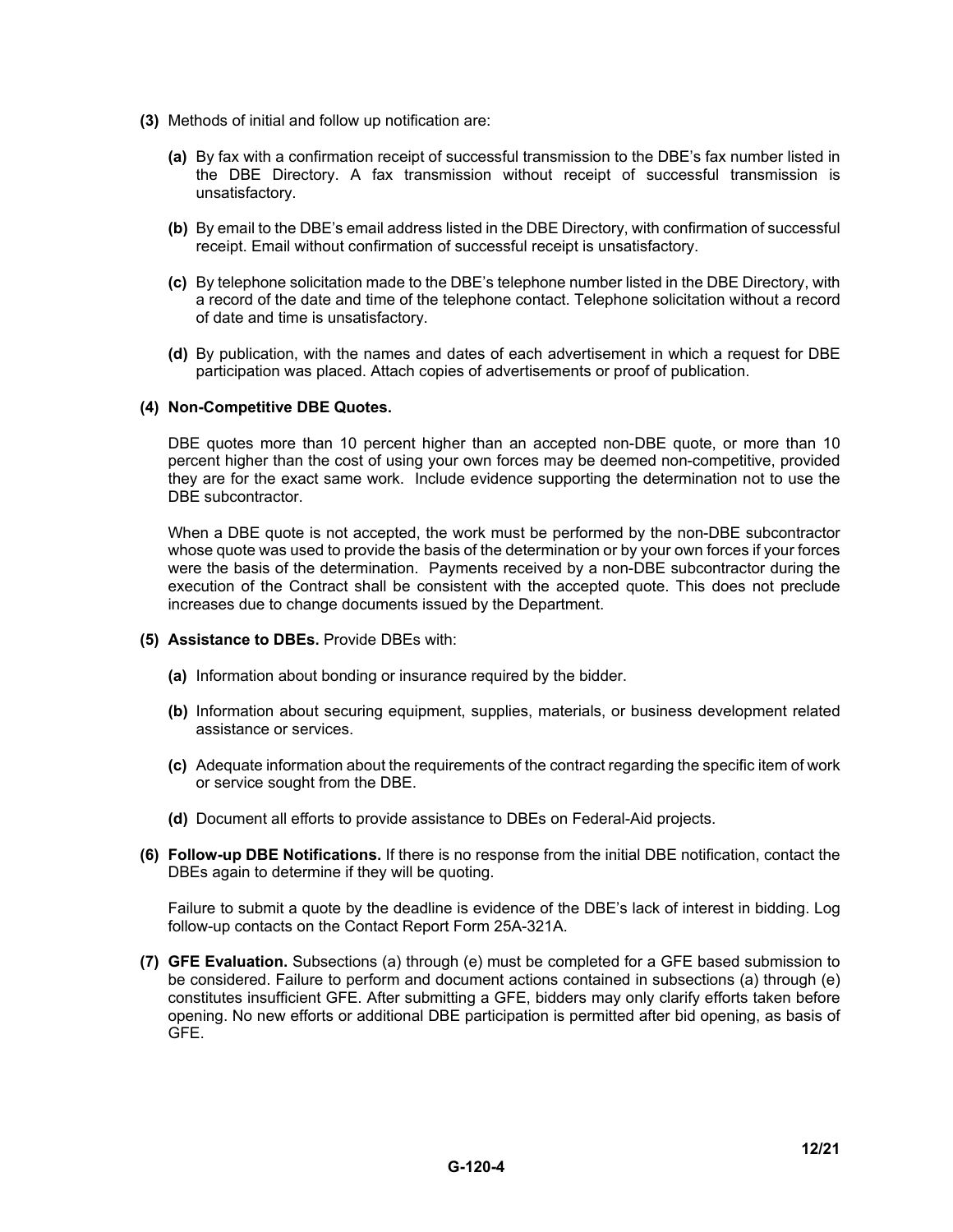**(3)** Methods of initial and follow up notification are:

**(a)** By fax with a confirmation receipt of successful transmission to the DBE's fax number listed in the DBE Directory. A fax transmission without receipt of successful transmission is unsatisfactory.

**(b)** By email to the DBE's email address listed in the DBE Directory, with confirmation of successful receipt. Email without confirmation of successful receipt is unsatisfactory.

**(c)** By telephone solicitation made to the DBE's telephone number listed in the DBE Directory, with a record of the date and time of the telephone contact. Telephone solicitation without a record of date and time is unsatisfactory.

**(d)** By publication, with the names and dates of each advertisement in which a request for DBE participation was placed. Attach copies of advertisements or proof of publication.

**(4) Non-Competitive DBE Quotes.**

DBE quotes more than 10 percent higher than an accepted non-DBE quote, or more than 10 percent higher than the cost of using your own forces may be deemed non-competitive, provided they are for the exact same work. Include evidence supporting the determination not to use the DBE subcontractor.

When a DBE quote is not accepted, the work must be performed by the non-DBE subcontractor whose quote was used to provide the basis of the determination or by your own forces if your forces were the basis of the determination. Payments received by a non-DBE subcontractor during the execution of the Contract shall be consistent with the accepted quote. This does not preclude increases due to change documents issued by the Department.

**(5) Assistance to DBEs.** Provide DBEs with:

**(a)** Information about bonding or insurance required by the bidder.

**(b)** Information about securing equipment, supplies, materials, or business development related assistance or services.

**(c)** Adequate information about the requirements of the contract regarding the specific item of work or service sought from the DBE.

**(d)** Document all efforts to provide assistance to DBEs on Federal-Aid projects.

**(6) Follow-up DBE Notifications.** If there is no response from the initial DBE notification, contact the DBEs again to determine if they will be quoting.

Failure to submit a quote by the deadline is evidence of the DBE's lack of interest in bidding. Log follow-up contacts on the Contact Report Form 25A-321A.

**(7) GFE Evaluation.** Subsections (a) through (e) must be completed for a GFE based submission to be considered. Failure to perform and document actions contained in subsections (a) through (e) constitutes insufficient GFE. After submitting a GFE, bidders may only clarify efforts taken before opening. No new efforts or additional DBE participation is permitted after bid opening, as basis of GFE.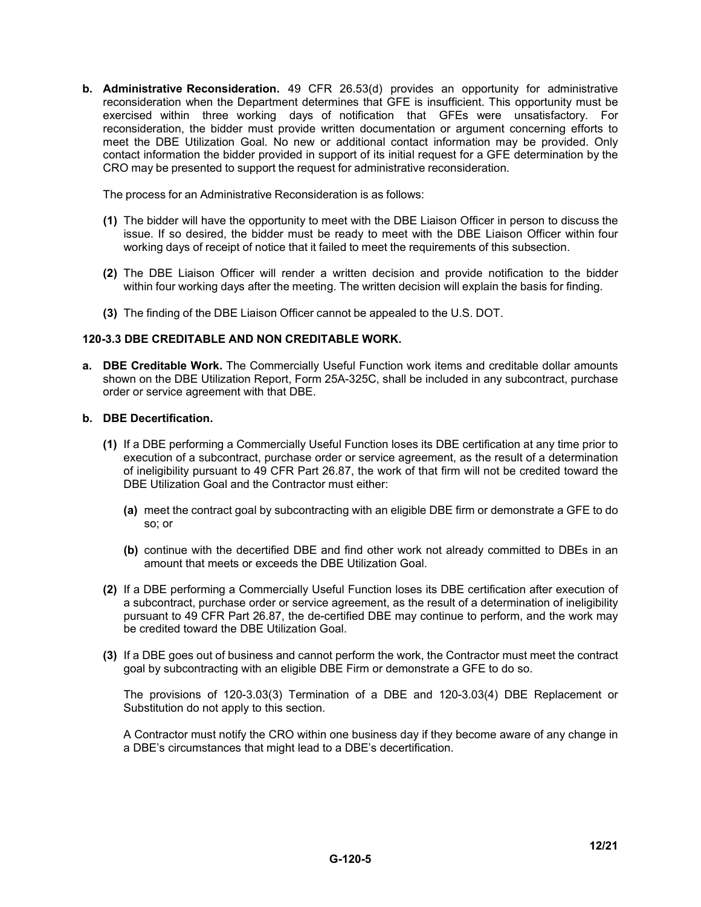**b. Administrative Reconsideration.** 49 CFR 26.53(d) provides an opportunity for administrative reconsideration when the Department determines that GFE is insufficient. This opportunity must be exercised within three working days of notification that GFEs were unsatisfactory. For reconsideration, the bidder must provide written documentation or argument concerning efforts to meet the DBE Utilization Goal. No new or additional contact information may be provided. Only contact information the bidder provided in support of its initial request for a GFE determination by the CRO may be presented to support the request for administrative reconsideration.

The process for an Administrative Reconsideration is as follows:

**(1)** The bidder will have the opportunity to meet with the DBE Liaison Officer in person to discuss the issue. If so desired, the bidder must be ready to meet with the DBE Liaison Officer within four working days of receipt of notice that it failed to meet the requirements of this subsection.

**(2)** The DBE Liaison Officer will render a written decision and provide notification to the bidder within four working days after the meeting. The written decision will explain the basis for finding.

**(3)** The finding of the DBE Liaison Officer cannot be appealed to the U.S. DOT.

### 120-3.3 DBE CREDITABLE AND NON CREDITABLE WORK.

**a. DBE Creditable Work.** The Commercially Useful Function work items and creditable dollar amounts shown on the DBE Utilization Report, Form 25A-325C, shall be included in any subcontract, purchase order or service agreement with that DBE.

**b. DBE Decertification.**

**(1)** If a DBE performing a Commercially Useful Function loses its DBE certification at any time prior to execution of a subcontract, purchase order or service agreement, as the result of a determination of ineligibility pursuant to 49 CFR Part 26.87, the work of that firm will not be credited toward the DBE Utilization Goal and the Contractor must either:

- **(a)** meet the contract goal by subcontracting with an eligible DBE firm or demonstrate a GFE to do so; or

- **(b)** continue with the decertified DBE and find other work not already committed to DBEs in an amount that meets or exceeds the DBE Utilization Goal.

**(2)** If a DBE performing a Commercially Useful Function loses its DBE certification after execution of a subcontract, purchase order or service agreement, as the result of a determination of ineligibility pursuant to 49 CFR Part 26.87, the de-certified DBE may continue to perform, and the work may be credited toward the DBE Utilization Goal.

**(3)** If a DBE goes out of business and cannot perform the work, the Contractor must meet the contract goal by subcontracting with an eligible DBE Firm or demonstrate a GFE to do so.

The provisions of 120-3.03(3) Termination of a DBE and 120-3.03(4) DBE Replacement or Substitution do not apply to this section.

A Contractor must notify the CRO within one business day if they become aware of any change in a DBE's circumstances that might lead to a DBE's decertification.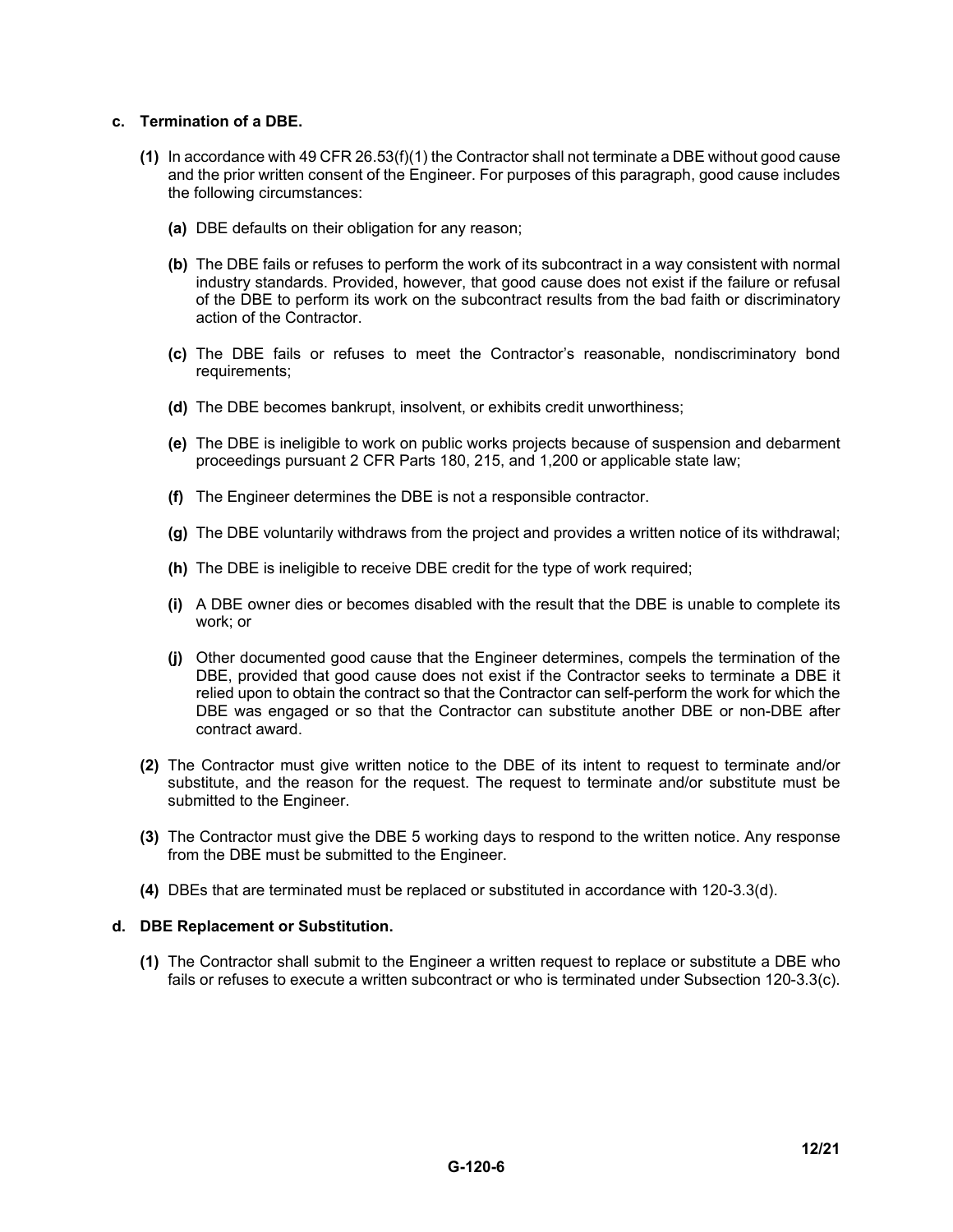**c. Termination of a DBE.**

**(1)** In accordance with 49 CFR 26.53(f)(1) the Contractor shall not terminate a DBE without good cause and the prior written consent of the Engineer. For purposes of this paragraph, good cause includes the following circumstances:

**(a)** DBE defaults on their obligation for any reason;

**(b)** The DBE fails or refuses to perform the work of its subcontract in a way consistent with normal industry standards. Provided, however, that good cause does not exist if the failure or refusal of the DBE to perform its work on the subcontract results from the bad faith or discriminatory action of the Contractor.

**(c)** The DBE fails or refuses to meet the Contractor's reasonable, nondiscriminatory bond requirements;

**(d)** The DBE becomes bankrupt, insolvent, or exhibits credit unworthiness;

**(e)** The DBE is ineligible to work on public works projects because of suspension and debarment proceedings pursuant 2 CFR Parts 180, 215, and 1,200 or applicable state law;

**(f)** The Engineer determines the DBE is not a responsible contractor.

**(g)** The DBE voluntarily withdraws from the project and provides a written notice of its withdrawal;

**(h)** The DBE is ineligible to receive DBE credit for the type of work required;

**(i)** A DBE owner dies or becomes disabled with the result that the DBE is unable to complete its work; or

**(j)** Other documented good cause that the Engineer determines, compels the termination of the DBE, provided that good cause does not exist if the Contractor seeks to terminate a DBE it relied upon to obtain the contract so that the Contractor can self-perform the work for which the DBE was engaged or so that the Contractor can substitute another DBE or non-DBE after contract award.

**(2)** The Contractor must give written notice to the DBE of its intent to request to terminate and/or substitute, and the reason for the request. The request to terminate and/or substitute must be submitted to the Engineer.

**(3)** The Contractor must give the DBE 5 working days to respond to the written notice. Any response from the DBE must be submitted to the Engineer.

**(4)** DBEs that are terminated must be replaced or substituted in accordance with 120-3.3(d).

**d. DBE Replacement or Substitution.**

**(1)** The Contractor shall submit to the Engineer a written request to replace or substitute a DBE who fails or refuses to execute a written subcontract or who is terminated under Subsection 120-3.3(c).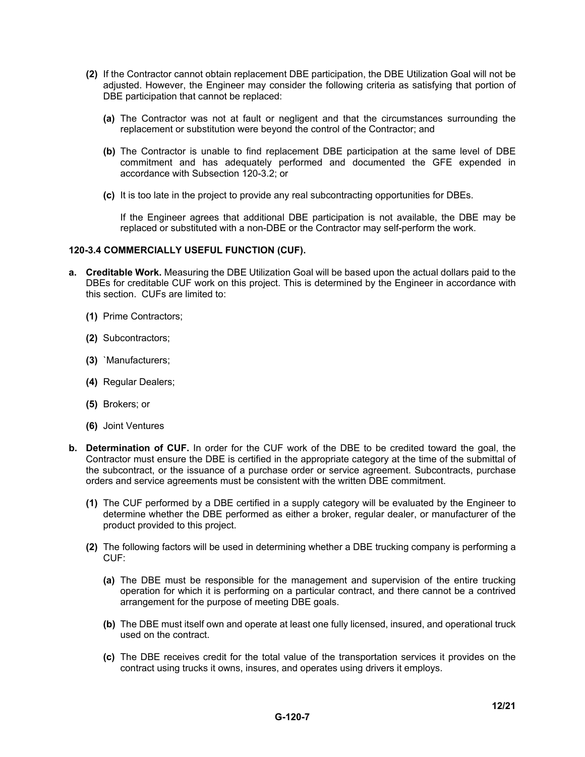**(2)** If the Contractor cannot obtain replacement DBE participation, the DBE Utilization Goal will not be adjusted. However, the Engineer may consider the following criteria as satisfying that portion of DBE participation that cannot be replaced:

**(a)** The Contractor was not at fault or negligent and that the circumstances surrounding the replacement or substitution were beyond the control of the Contractor; and

**(b)** The Contractor is unable to find replacement DBE participation at the same level of DBE commitment and has adequately performed and documented the GFE expended in accordance with Subsection 120-3.2; or

**(c)** It is too late in the project to provide any real subcontracting opportunities for DBEs.

If the Engineer agrees that additional DBE participation is not available, the DBE may be replaced or substituted with a non-DBE or the Contractor may self-perform the work.

**120-3.4 COMMERCIALLY USEFUL FUNCTION (CUF).**

**a. Creditable Work.** Measuring the DBE Utilization Goal will be based upon the actual dollars paid to the DBEs for creditable CUF work on this project. This is determined by the Engineer in accordance with this section. CUFs are limited to:

**(1)** Prime Contractors;

**(2)** Subcontractors;

**(3)** `Manufacturers;

**(4)** Regular Dealers;

**(5)** Brokers; or

**(6)** Joint Ventures

**b. Determination of CUF.** In order for the CUF work of the DBE to be credited toward the goal, the Contractor must ensure the DBE is certified in the appropriate category at the time of the submittal of the subcontract, or the issuance of a purchase order or service agreement. Subcontracts, purchase orders and service agreements must be consistent with the written DBE commitment.

**(1)** The CUF performed by a DBE certified in a supply category will be evaluated by the Engineer to determine whether the DBE performed as either a broker, regular dealer, or manufacturer of the product provided to this project.

**(2)** The following factors will be used in determining whether a DBE trucking company is performing a CUF:

**(a)** The DBE must be responsible for the management and supervision of the entire trucking operation for which it is performing on a particular contract, and there cannot be a contrived arrangement for the purpose of meeting DBE goals.

**(b)** The DBE must itself own and operate at least one fully licensed, insured, and operational truck used on the contract.

**(c)** The DBE receives credit for the total value of the transportation services it provides on the contract using trucks it owns, insures, and operates using drivers it employs.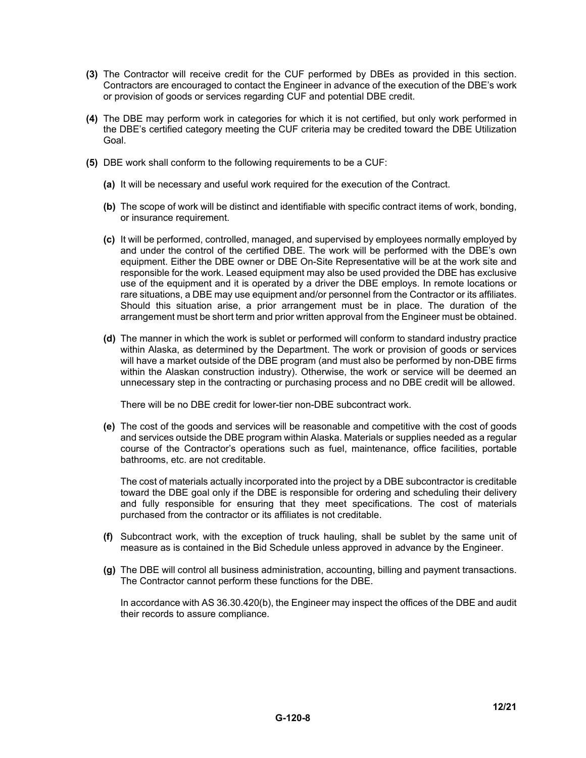**(3)** The Contractor will receive credit for the CUF performed by DBEs as provided in this section. Contractors are encouraged to contact the Engineer in advance of the execution of the DBE's work or provision of goods or services regarding CUF and potential DBE credit.

**(4)** The DBE may perform work in categories for which it is not certified, but only work performed in the DBE's certified category meeting the CUF criteria may be credited toward the DBE Utilization Goal.

**(5)** DBE work shall conform to the following requirements to be a CUF:

**(a)** It will be necessary and useful work required for the execution of the Contract.

**(b)** The scope of work will be distinct and identifiable with specific contract items of work, bonding, or insurance requirement.

**(c)** It will be performed, controlled, managed, and supervised by employees normally employed by and under the control of the certified DBE. The work will be performed with the DBE's own equipment. Either the DBE owner or DBE On-Site Representative will be at the work site and responsible for the work. Leased equipment may also be used provided the DBE has exclusive use of the equipment and it is operated by a driver the DBE employs. In remote locations or rare situations, a DBE may use equipment and/or personnel from the Contractor or its affiliates. Should this situation arise, a prior arrangement must be in place. The duration of the arrangement must be short term and prior written approval from the Engineer must be obtained.

**(d)** The manner in which the work is sublet or performed will conform to standard industry practice within Alaska, as determined by the Department. The work or provision of goods or services will have a market outside of the DBE program (and must also be performed by non-DBE firms within the Alaskan construction industry). Otherwise, the work or service will be deemed an unnecessary step in the contracting or purchasing process and no DBE credit will be allowed.

There will be no DBE credit for lower-tier non-DBE subcontract work.

**(e)** The cost of the goods and services will be reasonable and competitive with the cost of goods and services outside the DBE program within Alaska. Materials or supplies needed as a regular course of the Contractor's operations such as fuel, maintenance, office facilities, portable bathrooms, etc. are not creditable.

The cost of materials actually incorporated into the project by a DBE subcontractor is creditable toward the DBE goal only if the DBE is responsible for ordering and scheduling their delivery and fully responsible for ensuring that they meet specifications. The cost of materials purchased from the contractor or its affiliates is not creditable.

**(f)** Subcontract work, with the exception of truck hauling, shall be sublet by the same unit of measure as is contained in the Bid Schedule unless approved in advance by the Engineer.

**(g)** The DBE will control all business administration, accounting, billing and payment transactions. The Contractor cannot perform these functions for the DBE.

In accordance with AS 36.30.420(b), the Engineer may inspect the offices of the DBE and audit their records to assure compliance.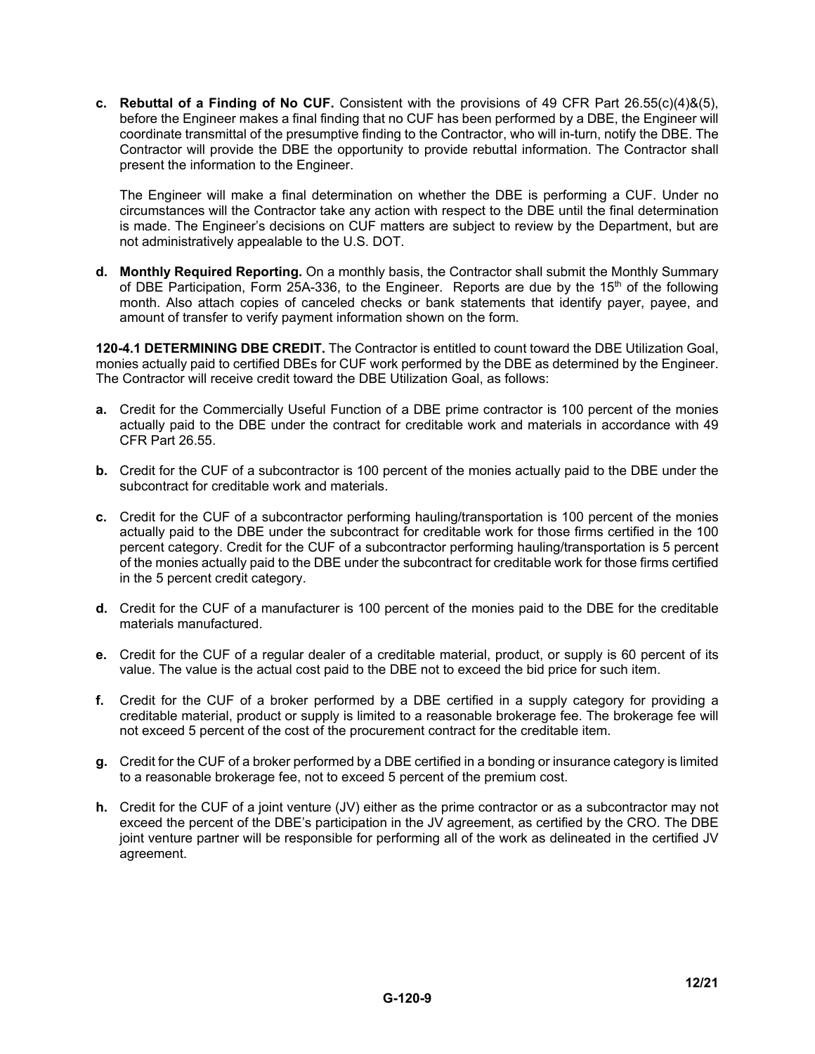**c. Rebuttal of a Finding of No CUF.** Consistent with the provisions of 49 CFR Part 26.55(c)(4)&(5), before the Engineer makes a final finding that no CUF has been performed by a DBE, the Engineer will coordinate transmittal of the presumptive finding to the Contractor, who will in-turn, notify the DBE. The Contractor will provide the DBE the opportunity to provide rebuttal information. The Contractor shall present the information to the Engineer.

The Engineer will make a final determination on whether the DBE is performing a CUF. Under no circumstances will the Contractor take any action with respect to the DBE until the final determination is made. The Engineer's decisions on CUF matters are subject to review by the Department, but are not administratively appealable to the U.S. DOT.

**d. Monthly Required Reporting.** On a monthly basis, the Contractor shall submit the Monthly Summary of DBE Participation, Form 25A-336, to the Engineer. Reports are due by the 15th of the following month. Also attach copies of canceled checks or bank statements that identify payer, payee, and amount of transfer to verify payment information shown on the form.

**120-4.1 DETERMINING DBE CREDIT.** The Contractor is entitled to count toward the DBE Utilization Goal, monies actually paid to certified DBEs for CUF work performed by the DBE as determined by the Engineer. The Contractor will receive credit toward the DBE Utilization Goal, as follows:

**a.** Credit for the Commercially Useful Function of a DBE prime contractor is 100 percent of the monies actually paid to the DBE under the contract for creditable work and materials in accordance with 49 CFR Part 26.55.

**b.** Credit for the CUF of a subcontractor is 100 percent of the monies actually paid to the DBE under the subcontract for creditable work and materials.

**c.** Credit for the CUF of a subcontractor performing hauling/transportation is 100 percent of the monies actually paid to the DBE under the subcontract for creditable work for those firms certified in the 100 percent category. Credit for the CUF of a subcontractor performing hauling/transportation is 5 percent of the monies actually paid to the DBE under the subcontract for creditable work for those firms certified in the 5 percent credit category.

**d.** Credit for the CUF of a manufacturer is 100 percent of the monies paid to the DBE for the creditable materials manufactured.

**e.** Credit for the CUF of a regular dealer of a creditable material, product, or supply is 60 percent of its value. The value is the actual cost paid to the DBE not to exceed the bid price for such item.

**f.** Credit for the CUF of a broker performed by a DBE certified in a supply category for providing a creditable material, product or supply is limited to a reasonable brokerage fee. The brokerage fee will not exceed 5 percent of the cost of the procurement contract for the creditable item.

**g.** Credit for the CUF of a broker performed by a DBE certified in a bonding or insurance category is limited to a reasonable brokerage fee, not to exceed 5 percent of the premium cost.

**h.** Credit for the CUF of a joint venture (JV) either as the prime contractor or as a subcontractor may not exceed the percent of the DBE's participation in the JV agreement, as certified by the CRO. The DBE joint venture partner will be responsible for performing all of the work as delineated in the certified JV agreement.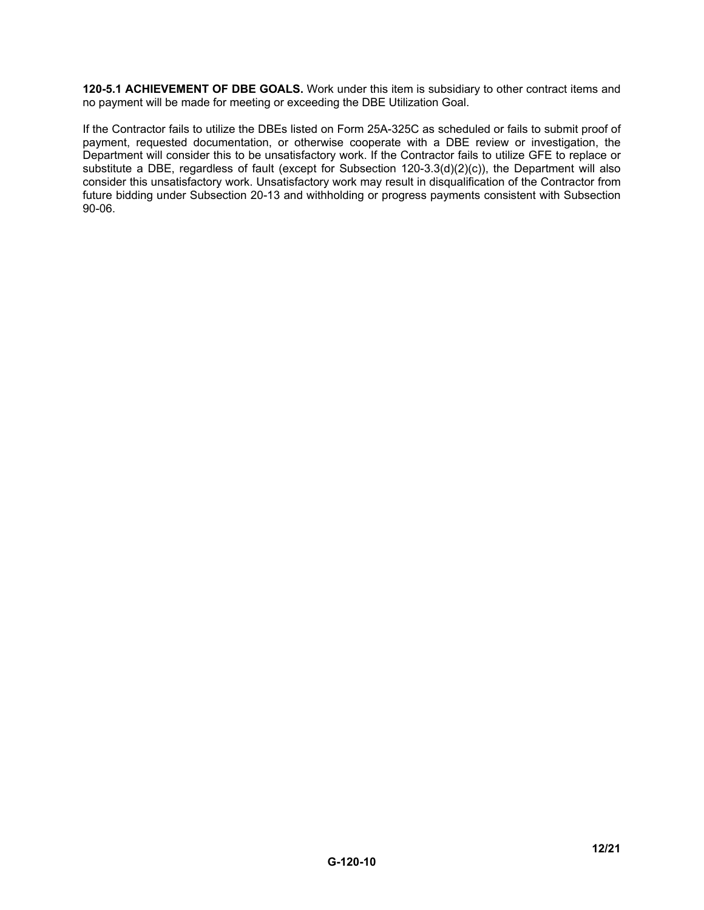**120-5.1 ACHIEVEMENT OF DBE GOALS.** Work under this item is subsidiary to other contract items and no payment will be made for meeting or exceeding the DBE Utilization Goal.

If the Contractor fails to utilize the DBEs listed on Form 25A-325C as scheduled or fails to submit proof of payment, requested documentation, or otherwise cooperate with a DBE review or investigation, the Department will consider this to be unsatisfactory work. If the Contractor fails to utilize GFE to replace or substitute a DBE, regardless of fault (except for Subsection 120-3.3(d)(2)(c)), the Department will also consider this unsatisfactory work. Unsatisfactory work may result in disqualification of the Contractor from future bidding under Subsection 20-13 and withholding or progress payments consistent with Subsection 90-06.